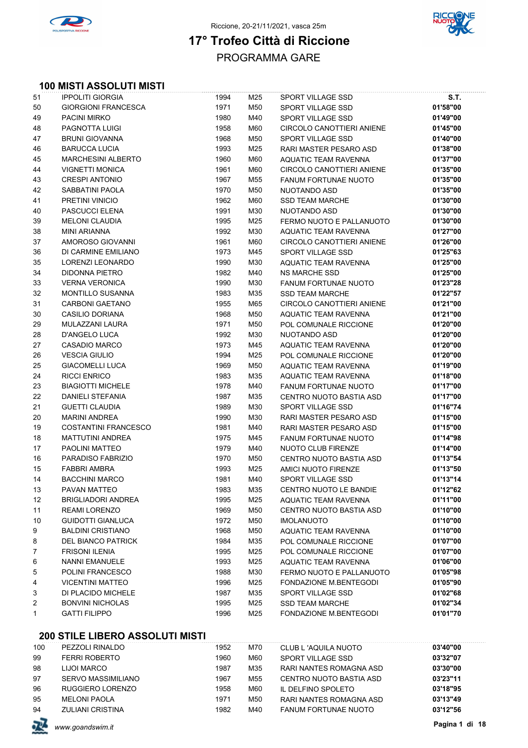Riccione, 20-21/11/2021, vasca 25m

# 17° Trofeo Città di Riccione

## PROGRAMMA GARE

### 100 MISTI ASSOLUTI MISTI

| | | | | | |
|---|---|---|---|---|---|
| 51 | IPPOLITI GIORGIA | 1994 | M25 | SPORT VILLAGE SSD | S.T. |
| 50 | GIORGIONI FRANCESCA | 1971 | M50 | SPORT VILLAGE SSD | 01'58"00 |
| 49 | PACINI MIRKO | 1980 | M40 | SPORT VILLAGE SSD | 01'49"00 |
| 48 | PAGNOTTA LUIGI | 1958 | M60 | CIRCOLO CANOTTIERI ANIENE | 01'45"00 |
| 47 | BRUNI GIOVANNA | 1968 | M50 | SPORT VILLAGE SSD | 01'40"00 |
| 46 | BARUCCA LUCIA | 1993 | M25 | RARI MASTER PESARO ASD | 01'38"00 |
| 45 | MARCHESINI ALBERTO | 1960 | M60 | AQUATIC TEAM RAVENNA | 01'37"00 |
| 44 | VIGNETTI MONICA | 1961 | M60 | CIRCOLO CANOTTIERI ANIENE | 01'35"00 |
| 43 | CRESPI ANTONIO | 1967 | M55 | FANUM FORTUNAE NUOTO | 01'35"00 |
| 42 | SABBATINI PAOLA | 1970 | M50 | NUOTANDO ASD | 01'35"00 |
| 41 | PRETINI VINICIO | 1962 | M60 | SSD TEAM MARCHE | 01'30"00 |
| 40 | PASCUCCI ELENA | 1991 | M30 | NUOTANDO ASD | 01'30"00 |
| 39 | MELONI CLAUDIA | 1995 | M25 | FERMO NUOTO E PALLANUOTO | 01'30"00 |
| 38 | MINI ARIANNA | 1992 | M30 | AQUATIC TEAM RAVENNA | 01'27"00 |
| 37 | AMOROSO GIOVANNI | 1961 | M60 | CIRCOLO CANOTTIERI ANIENE | 01'26"00 |
| 36 | DI CARMINE EMILIANO | 1973 | M45 | SPORT VILLAGE SSD | 01'25"63 |
| 35 | LORENZI LEONARDO | 1990 | M30 | AQUATIC TEAM RAVENNA | 01'25"00 |
| 34 | DIDONNA PIETRO | 1982 | M40 | NS MARCHE SSD | 01'25"00 |
| 33 | VERNA VERONICA | 1990 | M30 | FANUM FORTUNAE NUOTO | 01'23"28 |
| 32 | MONTILLO SUSANNA | 1983 | M35 | SSD TEAM MARCHE | 01'22"57 |
| 31 | CARBONI GAETANO | 1955 | M65 | CIRCOLO CANOTTIERI ANIENE | 01'21"00 |
| 30 | CASILIO DORIANA | 1968 | M50 | AQUATIC TEAM RAVENNA | 01'21"00 |
| 29 | MULAZZANI LAURA | 1971 | M50 | POL COMUNALE RICCIONE | 01'20"00 |
| 28 | D'ANGELO LUCA | 1992 | M30 | NUOTANDO ASD | 01'20"00 |
| 27 | CASADIO MARCO | 1973 | M45 | AQUATIC TEAM RAVENNA | 01'20"00 |
| 26 | VESCIA GIULIO | 1994 | M25 | POL COMUNALE RICCIONE | 01'20"00 |
| 25 | GIACOMELLI LUCA | 1969 | M50 | AQUATIC TEAM RAVENNA | 01'19"00 |
| 24 | RICCI ENRICO | 1983 | M35 | AQUATIC TEAM RAVENNA | 01'18"00 |
| 23 | BIAGIOTTI MICHELE | 1978 | M40 | FANUM FORTUNAE NUOTO | 01'17"00 |
| 22 | DANIELI STEFANIA | 1987 | M35 | CENTRO NUOTO BASTIA ASD | 01'17"00 |
| 21 | GUETTI CLAUDIA | 1989 | M30 | SPORT VILLAGE SSD | 01'16"74 |
| 20 | MARINI ANDREA | 1990 | M30 | RARI MASTER PESARO ASD | 01'15"00 |
| 19 | COSTANTINI FRANCESCO | 1981 | M40 | RARI MASTER PESARO ASD | 01'15"00 |
| 18 | MATTUTINI ANDREA | 1975 | M45 | FANUM FORTUNAE NUOTO | 01'14"98 |
| 17 | PAOLINI MATTEO | 1979 | M40 | NUOTO CLUB FIRENZE | 01'14"00 |
| 16 | PARADISO FABRIZIO | 1970 | M50 | CENTRO NUOTO BASTIA ASD | 01'13"54 |
| 15 | FABBRI AMBRA | 1993 | M25 | AMICI NUOTO FIRENZE | 01'13"50 |
| 14 | BACCHINI MARCO | 1981 | M40 | SPORT VILLAGE SSD | 01'13"14 |
| 13 | PAVAN MATTEO | 1983 | M35 | CENTRO NUOTO LE BANDIE | 01'12"62 |
| 12 | BRIGLIADORI ANDREA | 1995 | M25 | AQUATIC TEAM RAVENNA | 01'11"00 |
| 11 | REAMI LORENZO | 1969 | M50 | CENTRO NUOTO BASTIA ASD | 01'10"00 |
| 10 | GUIDOTTI GIANLUCA | 1972 | M50 | IMOLANUOTO | 01'10"00 |
| 9 | BALDINI CRISTIANO | 1968 | M50 | AQUATIC TEAM RAVENNA | 01'10"00 |
| 8 | DEL BIANCO PATRICK | 1984 | M35 | POL COMUNALE RICCIONE | 01'07"00 |
| 7 | FRISONI ILENIA | 1995 | M25 | POL COMUNALE RICCIONE | 01'07"00 |
| 6 | NANNI EMANUELE | 1993 | M25 | AQUATIC TEAM RAVENNA | 01'06"00 |
| 5 | POLINI FRANCESCO | 1988 | M30 | FERMO NUOTO E PALLANUOTO | 01'05"98 |
| 4 | VICENTINI MATTEO | 1996 | M25 | FONDAZIONE M.BENTEGODI | 01'05"90 |
| 3 | DI PLACIDO MICHELE | 1987 | M35 | SPORT VILLAGE SSD | 01'02"68 |
| 2 | BONVINI NICHOLAS | 1995 | M25 | SSD TEAM MARCHE | 01'02"34 |
| 1 | GATTI FILIPPO | 1996 | M25 | FONDAZIONE M.BENTEGODI | 01'01"70 |

### 200 STILE LIBERO ASSOLUTI MISTI

| | | | | | |
|---|---|---|---|---|---|
| 100 | PEZZOLI RINALDO | 1952 | M70 | CLUB L 'AQUILA NUOTO | 03'40"00 |
| 99 | FERRI ROBERTO | 1960 | M60 | SPORT VILLAGE SSD | 03'32"07 |
| 98 | LIJOI MARCO | 1987 | M35 | RARI NANTES ROMAGNA ASD | 03'30"00 |
| 97 | SERVO MASSIMILIANO | 1967 | M55 | CENTRO NUOTO BASTIA ASD | 03'23"11 |
| 96 | RUGGIERO LORENZO | 1958 | M60 | IL DELFINO SPOLETO | 03'18"95 |
| 95 | MELONI PAOLA | 1971 | M50 | RARI NANTES ROMAGNA ASD | 03'13"49 |
| 94 | ZULIANI CRISTINA | 1982 | M40 | FANUM FORTUNAE NUOTO | 03'12"56 |

*www.goandswim.it*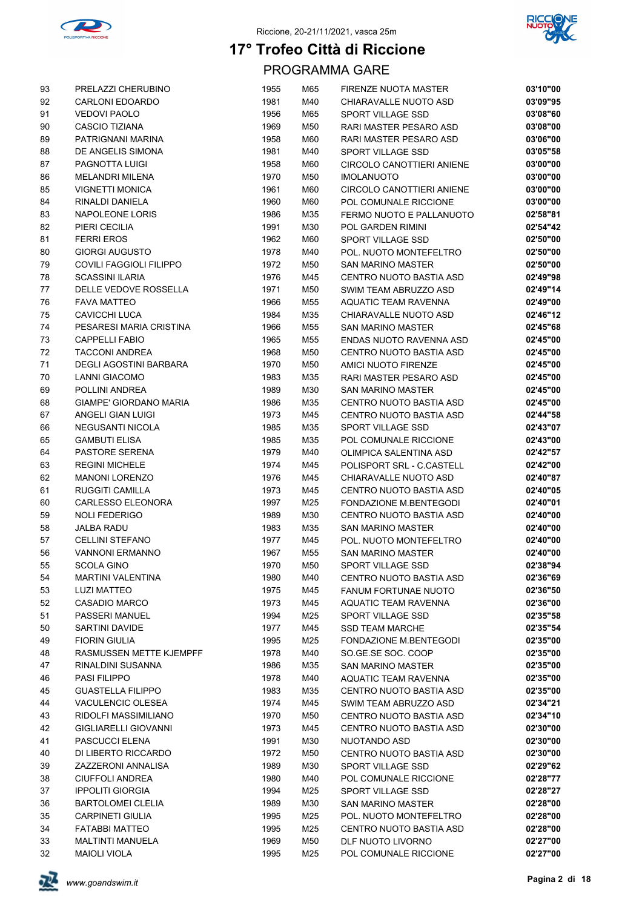Riccione, 20-21/11/2021, vasca 25m

# 17° Trofeo Città di Riccione

## PROGRAMMA GARE

| | | | | | |
|---|---|---|---|---|---|
| 93 | PRELAZZI CHERUBINO | 1955 | M65 | FIRENZE NUOTA MASTER | 03'10"00 |
| 92 | CARLONI EDOARDO | 1981 | M40 | CHIARAVALLE NUOTO ASD | 03'09"95 |
| 91 | VEDOVI PAOLO | 1956 | M65 | SPORT VILLAGE SSD | 03'08"60 |
| 90 | CASCIO TIZIANA | 1969 | M50 | RARI MASTER PESARO ASD | 03'08"00 |
| 89 | PATRIGNANI MARINA | 1958 | M60 | RARI MASTER PESARO ASD | 03'06"00 |
| 88 | DE ANGELIS SIMONA | 1981 | M40 | SPORT VILLAGE SSD | 03'05"58 |
| 87 | PAGNOTTA LUIGI | 1958 | M60 | CIRCOLO CANOTTIERI ANIENE | 03'00"00 |
| 86 | MELANDRI MILENA | 1970 | M50 | IMOLANUOTO | 03'00"00 |
| 85 | VIGNETTI MONICA | 1961 | M60 | CIRCOLO CANOTTIERI ANIENE | 03'00"00 |
| 84 | RINALDI DANIELA | 1960 | M60 | POL COMUNALE RICCIONE | 03'00"00 |
| 83 | NAPOLEONE LORIS | 1986 | M35 | FERMO NUOTO E PALLANUOTO | 02'58"81 |
| 82 | PIERI CECILIA | 1991 | M30 | POL GARDEN RIMINI | 02'54"42 |
| 81 | FERRI EROS | 1962 | M60 | SPORT VILLAGE SSD | 02'50"00 |
| 80 | GIORGI AUGUSTO | 1978 | M40 | POL. NUOTO MONTEFELTRO | 02'50"00 |
| 79 | COVILI FAGGIOLI FILIPPO | 1972 | M50 | SAN MARINO MASTER | 02'50"00 |
| 78 | SCASSINI ILARIA | 1976 | M45 | CENTRO NUOTO BASTIA ASD | 02'49"98 |
| 77 | DELLE VEDOVE ROSSELLA | 1971 | M50 | SWIM TEAM ABRUZZO ASD | 02'49"14 |
| 76 | FAVA MATTEO | 1966 | M55 | AQUATIC TEAM RAVENNA | 02'49"00 |
| 75 | CAVICCHI LUCA | 1984 | M35 | CHIARAVALLE NUOTO ASD | 02'46"12 |
| 74 | PESARESI MARIA CRISTINA | 1966 | M55 | SAN MARINO MASTER | 02'45"68 |
| 73 | CAPPELLI FABIO | 1965 | M55 | ENDAS NUOTO RAVENNA ASD | 02'45"00 |
| 72 | TACCONI ANDREA | 1968 | M50 | CENTRO NUOTO BASTIA ASD | 02'45"00 |
| 71 | DEGLI AGOSTINI BARBARA | 1970 | M50 | AMICI NUOTO FIRENZE | 02'45"00 |
| 70 | LANNI GIACOMO | 1983 | M35 | RARI MASTER PESARO ASD | 02'45"00 |
| 69 | POLLINI ANDREA | 1989 | M30 | SAN MARINO MASTER | 02'45"00 |
| 68 | GIAMPE' GIORDANO MARIA | 1986 | M35 | CENTRO NUOTO BASTIA ASD | 02'45"00 |
| 67 | ANGELI GIAN LUIGI | 1973 | M45 | CENTRO NUOTO BASTIA ASD | 02'44"58 |
| 66 | NEGUSANTI NICOLA | 1985 | M35 | SPORT VILLAGE SSD | 02'43"07 |
| 65 | GAMBUTI ELISA | 1985 | M35 | POL COMUNALE RICCIONE | 02'43"00 |
| 64 | PASTORE SERENA | 1979 | M40 | OLIMPICA SALENTINA ASD | 02'42"57 |
| 63 | REGINI MICHELE | 1974 | M45 | POLISPORT SRL - C.CASTELL | 02'42"00 |
| 62 | MANONI LORENZO | 1976 | M45 | CHIARAVALLE NUOTO ASD | 02'40"87 |
| 61 | RUGGITI CAMILLA | 1973 | M45 | CENTRO NUOTO BASTIA ASD | 02'40"05 |
| 60 | CARLESSO ELEONORA | 1997 | M25 | FONDAZIONE M.BENTEGODI | 02'40"01 |
| 59 | NOLI FEDERIGO | 1989 | M30 | CENTRO NUOTO BASTIA ASD | 02'40"00 |
| 58 | JALBA RADU | 1983 | M35 | SAN MARINO MASTER | 02'40"00 |
| 57 | CELLINI STEFANO | 1977 | M45 | POL. NUOTO MONTEFELTRO | 02'40"00 |
| 56 | VANNONI ERMANNO | 1967 | M55 | SAN MARINO MASTER | 02'40"00 |
| 55 | SCOLA GINO | 1970 | M50 | SPORT VILLAGE SSD | 02'38"94 |
| 54 | MARTINI VALENTINA | 1980 | M40 | CENTRO NUOTO BASTIA ASD | 02'36"69 |
| 53 | LUZI MATTEO | 1975 | M45 | FANUM FORTUNAE NUOTO | 02'36"50 |
| 52 | CASADIO MARCO | 1973 | M45 | AQUATIC TEAM RAVENNA | 02'36"00 |
| 51 | PASSERI MANUEL | 1994 | M25 | SPORT VILLAGE SSD | 02'35"58 |
| 50 | SARTINI DAVIDE | 1977 | M45 | SSD TEAM MARCHE | 02'35"54 |
| 49 | FIORIN GIULIA | 1995 | M25 | FONDAZIONE M.BENTEGODI | 02'35"00 |
| 48 | RASMUSSEN METTE KJEMPFF | 1978 | M40 | SO.GE.SE SOC. COOP | 02'35"00 |
| 47 | RINALDINI SUSANNA | 1986 | M35 | SAN MARINO MASTER | 02'35"00 |
| 46 | PASI FILIPPO | 1978 | M40 | AQUATIC TEAM RAVENNA | 02'35"00 |
| 45 | GUASTELLA FILIPPO | 1983 | M35 | CENTRO NUOTO BASTIA ASD | 02'35"00 |
| 44 | VACULENCIC OLESEA | 1974 | M45 | SWIM TEAM ABRUZZO ASD | 02'34"21 |
| 43 | RIDOLFI MASSIMILIANO | 1970 | M50 | CENTRO NUOTO BASTIA ASD | 02'34"10 |
| 42 | GIGLIARELLI GIOVANNI | 1973 | M45 | CENTRO NUOTO BASTIA ASD | 02'30"00 |
| 41 | PASCUCCI ELENA | 1991 | M30 | NUOTANDO ASD | 02'30"00 |
| 40 | DI LIBERTO RICCARDO | 1972 | M50 | CENTRO NUOTO BASTIA ASD | 02'30"00 |
| 39 | ZAZZERONI ANNALISA | 1989 | M30 | SPORT VILLAGE SSD | 02'29"62 |
| 38 | CIUFFOLI ANDREA | 1980 | M40 | POL COMUNALE RICCIONE | 02'28"77 |
| 37 | IPPOLITI GIORGIA | 1994 | M25 | SPORT VILLAGE SSD | 02'28"27 |
| 36 | BARTOLOMEI CLELIA | 1989 | M30 | SAN MARINO MASTER | 02'28"00 |
| 35 | CARPINETI GIULIA | 1995 | M25 | POL. NUOTO MONTEFELTRO | 02'28"00 |
| 34 | FATABBI MATTEO | 1995 | M25 | CENTRO NUOTO BASTIA ASD | 02'28"00 |
| 33 | MALTINTI MANUELA | 1969 | M50 | DLF NUOTO LIVORNO | 02'27"00 |
| 32 | MAIOLI VIOLA | 1995 | M25 | POL COMUNALE RICCIONE | 02'27"00 |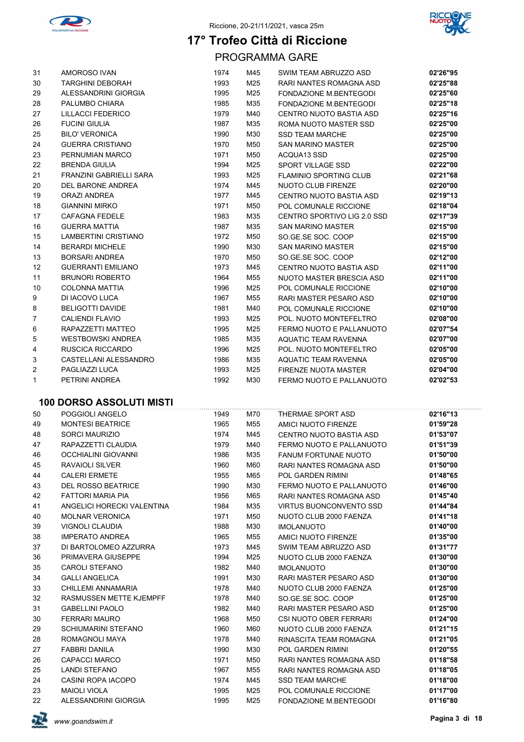# 17° Trofeo Città di Riccione

Riccione, 20-21/11/2021, vasca 25m

## PROGRAMMA GARE

| | | | | | |
|---|---|---|---|---|---|
| 31 | AMOROSO IVAN | 1974 | M45 | SWIM TEAM ABRUZZO ASD | 02'26"95 |
| 30 | TARGHINI DEBORAH | 1993 | M25 | RARI NANTES ROMAGNA ASD | 02'25"88 |
| 29 | ALESSANDRINI GIORGIA | 1995 | M25 | FONDAZIONE M.BENTEGODI | 02'25"60 |
| 28 | PALUMBO CHIARA | 1985 | M35 | FONDAZIONE M.BENTEGODI | 02'25"18 |
| 27 | LILLACCI FEDERICO | 1979 | M40 | CENTRO NUOTO BASTIA ASD | 02'25"16 |
| 26 | FUCINI GIULIA | 1987 | M35 | ROMA NUOTO MASTER SSD | 02'25"00 |
| 25 | BILO' VERONICA | 1990 | M30 | SSD TEAM MARCHE | 02'25"00 |
| 24 | GUERRA CRISTIANO | 1970 | M50 | SAN MARINO MASTER | 02'25"00 |
| 23 | PERNUMIAN MARCO | 1971 | M50 | ACQUA13 SSD | 02'25"00 |
| 22 | BRENDA GIULIA | 1994 | M25 | SPORT VILLAGE SSD | 02'22"00 |
| 21 | FRANZINI GABRIELLI SARA | 1993 | M25 | FLAMINIO SPORTING CLUB | 02'21"68 |
| 20 | DEL BARONE ANDREA | 1974 | M45 | NUOTO CLUB FIRENZE | 02'20"00 |
| 19 | ORAZI ANDREA | 1977 | M45 | CENTRO NUOTO BASTIA ASD | 02'19"13 |
| 18 | GIANNINI MIRKO | 1971 | M50 | POL COMUNALE RICCIONE | 02'18"04 |
| 17 | CAFAGNA FEDELE | 1983 | M35 | CENTRO SPORTIVO LIG 2.0 SSD | 02'17"39 |
| 16 | GUERRA MATTIA | 1987 | M35 | SAN MARINO MASTER | 02'15"00 |
| 15 | LAMBERTINI CRISTIANO | 1972 | M50 | SO.GE.SE SOC. COOP | 02'15"00 |
| 14 | BERARDI MICHELE | 1990 | M30 | SAN MARINO MASTER | 02'15"00 |
| 13 | BORSARI ANDREA | 1970 | M50 | SO.GE.SE SOC. COOP | 02'12"00 |
| 12 | GUERRANTI EMILIANO | 1973 | M45 | CENTRO NUOTO BASTIA ASD | 02'11"00 |
| 11 | BRUNORI ROBERTO | 1964 | M55 | NUOTO MASTER BRESCIA ASD | 02'11"00 |
| 10 | COLONNA MATTIA | 1996 | M25 | POL COMUNALE RICCIONE | 02'10"00 |
| 9 | DI IACOVO LUCA | 1967 | M55 | RARI MASTER PESARO ASD | 02'10"00 |
| 8 | BELIGOTTI DAVIDE | 1981 | M40 | POL COMUNALE RICCIONE | 02'10"00 |
| 7 | CALIENDI FLAVIO | 1993 | M25 | POL. NUOTO MONTEFELTRO | 02'08"00 |
| 6 | RAPAZZETTI MATTEO | 1995 | M25 | FERMO NUOTO E PALLANUOTO | 02'07"54 |
| 5 | WESTBOWSKI ANDREA | 1985 | M35 | AQUATIC TEAM RAVENNA | 02'07"00 |
| 4 | RUSCICA RICCARDO | 1996 | M25 | POL. NUOTO MONTEFELTRO | 02'05"00 |
| 3 | CASTELLANI ALESSANDRO | 1986 | M35 | AQUATIC TEAM RAVENNA | 02'05"00 |
| 2 | PAGLIAZZI LUCA | 1993 | M25 | FIRENZE NUOTA MASTER | 02'04"00 |
| 1 | PETRINI ANDREA | 1992 | M30 | FERMO NUOTO E PALLANUOTO | 02'02"53 |

### 100 DORSO ASSOLUTI MISTI

| | | | | | |
|---|---|---|---|---|---|
| 50 | POGGIOLI ANGELO | 1949 | M70 | THERMAE SPORT ASD | 02'16"13 |
| 49 | MONTESI BEATRICE | 1965 | M55 | AMICI NUOTO FIRENZE | 01'59"28 |
| 48 | SORCI MAURIZIO | 1974 | M45 | CENTRO NUOTO BASTIA ASD | 01'53"07 |
| 47 | RAPAZZETTI CLAUDIA | 1979 | M40 | FERMO NUOTO E PALLANUOTO | 01'51"39 |
| 46 | OCCHIALINI GIOVANNI | 1986 | M35 | FANUM FORTUNAE NUOTO | 01'50"00 |
| 45 | RAVAIOLI SILVER | 1960 | M60 | RARI NANTES ROMAGNA ASD | 01'50"00 |
| 44 | CALERI ERMETE | 1955 | M65 | POL GARDEN RIMINI | 01'48"65 |
| 43 | DEL ROSSO BEATRICE | 1990 | M30 | FERMO NUOTO E PALLANUOTO | 01'46"00 |
| 42 | FATTORI MARIA PIA | 1956 | M65 | RARI NANTES ROMAGNA ASD | 01'45"40 |
| 41 | ANGELICI HORECKI VALENTINA | 1984 | M35 | VIRTUS BUONCONVENTO SSD | 01'44"84 |
| 40 | MOLNAR VERONICA | 1971 | M50 | NUOTO CLUB 2000 FAENZA | 01'41"18 |
| 39 | VIGNOLI CLAUDIA | 1988 | M30 | IMOLANUOTO | 01'40"00 |
| 38 | IMPERATO ANDREA | 1965 | M55 | AMICI NUOTO FIRENZE | 01'35"00 |
| 37 | DI BARTOLOMEO AZZURRA | 1973 | M45 | SWIM TEAM ABRUZZO ASD | 01'31"77 |
| 36 | PRIMAVERA GIUSEPPE | 1994 | M25 | NUOTO CLUB 2000 FAENZA | 01'30"00 |
| 35 | CAROLI STEFANO | 1982 | M40 | IMOLANUOTO | 01'30"00 |
| 34 | GALLI ANGELICA | 1991 | M30 | RARI MASTER PESARO ASD | 01'30"00 |
| 33 | CHILLEMI ANNAMARIA | 1978 | M40 | NUOTO CLUB 2000 FAENZA | 01'25"00 |
| 32 | RASMUSSEN METTE KJEMPFF | 1978 | M40 | SO.GE.SE SOC. COOP | 01'25"00 |
| 31 | GABELLINI PAOLO | 1982 | M40 | RARI MASTER PESARO ASD | 01'25"00 |
| 30 | FERRARI MAURO | 1968 | M50 | CSI NUOTO OBER FERRARI | 01'24"00 |
| 29 | SCHIUMARINI STEFANO | 1960 | M60 | NUOTO CLUB 2000 FAENZA | 01'21"15 |
| 28 | ROMAGNOLI MAYA | 1978 | M40 | RINASCITA TEAM ROMAGNA | 01'21"05 |
| 27 | FABBRI DANILA | 1990 | M30 | POL GARDEN RIMINI | 01'20"55 |
| 26 | CAPACCI MARCO | 1971 | M50 | RARI NANTES ROMAGNA ASD | 01'18"58 |
| 25 | LANDI STEFANO | 1967 | M55 | RARI NANTES ROMAGNA ASD | 01'18"05 |
| 24 | CASINI ROPA IACOPO | 1974 | M45 | SSD TEAM MARCHE | 01'18"00 |
| 23 | MAIOLI VIOLA | 1995 | M25 | POL COMUNALE RICCIONE | 01'17"00 |
| 22 | ALESSANDRINI GIORGIA | 1995 | M25 | FONDAZIONE M.BENTEGODI | 01'16"80 |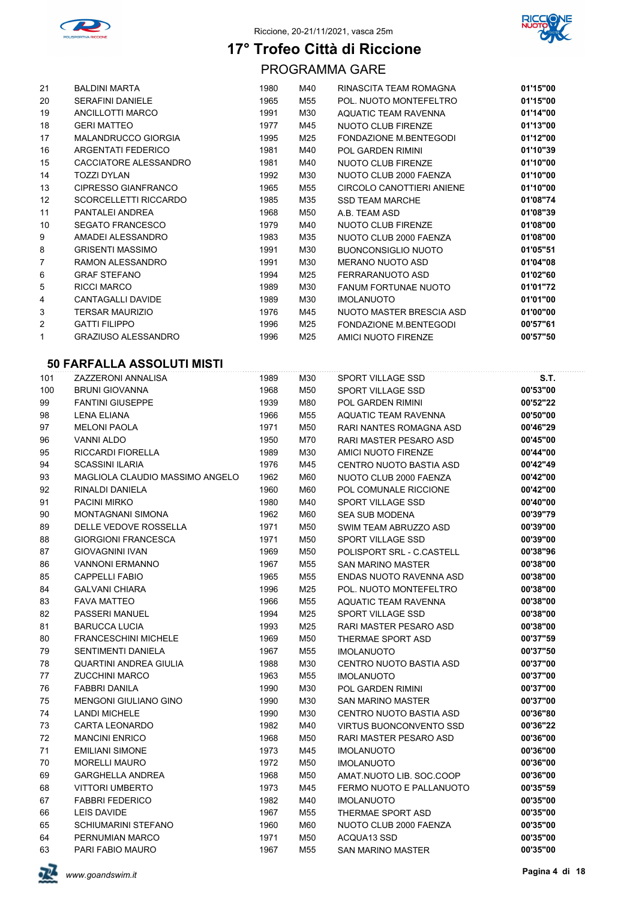# 17° Trofeo Città di Riccione

Riccione, 20-21/11/2021, vasca 25m

## PROGRAMMA GARE

| | | | | | |
|---|---|---|---|---|---|
| 21 | BALDINI MARTA | 1980 | M40 | RINASCITA TEAM ROMAGNA | 01'15"00 |
| 20 | SERAFINI DANIELE | 1965 | M55 | POL. NUOTO MONTEFELTRO | 01'15"00 |
| 19 | ANCILLOTTI MARCO | 1991 | M30 | AQUATIC TEAM RAVENNA | 01'14"00 |
| 18 | GERI MATTEO | 1977 | M45 | NUOTO CLUB FIRENZE | 01'13"00 |
| 17 | MALANDRUCCO GIORGIA | 1995 | M25 | FONDAZIONE M.BENTEGODI | 01'12"00 |
| 16 | ARGENTATI FEDERICO | 1981 | M40 | POL GARDEN RIMINI | 01'10"39 |
| 15 | CACCIATORE ALESSANDRO | 1981 | M40 | NUOTO CLUB FIRENZE | 01'10"00 |
| 14 | TOZZI DYLAN | 1992 | M30 | NUOTO CLUB 2000 FAENZA | 01'10"00 |
| 13 | CIPRESSO GIANFRANCO | 1965 | M55 | CIRCOLO CANOTTIERI ANIENE | 01'10"00 |
| 12 | SCORCELLETTI RICCARDO | 1985 | M35 | SSD TEAM MARCHE | 01'08"74 |
| 11 | PANTALEI ANDREA | 1968 | M50 | A.B. TEAM ASD | 01'08"39 |
| 10 | SEGATO FRANCESCO | 1979 | M40 | NUOTO CLUB FIRENZE | 01'08"00 |
| 9 | AMADEI ALESSANDRO | 1983 | M35 | NUOTO CLUB 2000 FAENZA | 01'08"00 |
| 8 | GRISENTI MASSIMO | 1991 | M30 | BUONCONSIGLIO NUOTO | 01'05"51 |
| 7 | RAMON ALESSANDRO | 1991 | M30 | MERANO NUOTO ASD | 01'04"08 |
| 6 | GRAF STEFANO | 1994 | M25 | FERRARANUOTO ASD | 01'02"60 |
| 5 | RICCI MARCO | 1989 | M30 | FANUM FORTUNAE NUOTO | 01'01"72 |
| 4 | CANTAGALLI DAVIDE | 1989 | M30 | IMOLANUOTO | 01'01"00 |
| 3 | TERSAR MAURIZIO | 1976 | M45 | NUOTO MASTER BRESCIA ASD | 01'00"00 |
| 2 | GATTI FILIPPO | 1996 | M25 | FONDAZIONE M.BENTEGODI | 00'57"61 |
| 1 | GRAZIUSO ALESSANDRO | 1996 | M25 | AMICI NUOTO FIRENZE | 00'57"50 |

### 50 FARFALLA ASSOLUTI MISTI

| | | | | | |
|---|---|---|---|---|---|
| 101 | ZAZZERONI ANNALISA | 1989 | M30 | SPORT VILLAGE SSD | S.T. |
| 100 | BRUNI GIOVANNA | 1968 | M50 | SPORT VILLAGE SSD | 00'53"00 |
| 99 | FANTINI GIUSEPPE | 1939 | M80 | POL GARDEN RIMINI | 00'52"22 |
| 98 | LENA ELIANA | 1966 | M55 | AQUATIC TEAM RAVENNA | 00'50"00 |
| 97 | MELONI PAOLA | 1971 | M50 | RARI NANTES ROMAGNA ASD | 00'46"29 |
| 96 | VANNI ALDO | 1950 | M70 | RARI MASTER PESARO ASD | 00'45"00 |
| 95 | RICCARDI FIORELLA | 1989 | M30 | AMICI NUOTO FIRENZE | 00'44"00 |
| 94 | SCASSINI ILARIA | 1976 | M45 | CENTRO NUOTO BASTIA ASD | 00'42"49 |
| 93 | MAGLIOLA CLAUDIO MASSIMO ANGELO | 1962 | M60 | NUOTO CLUB 2000 FAENZA | 00'42"00 |
| 92 | RINALDI DANIELA | 1960 | M60 | POL COMUNALE RICCIONE | 00'42"00 |
| 91 | PACINI MIRKO | 1980 | M40 | SPORT VILLAGE SSD | 00'40"00 |
| 90 | MONTAGNANI SIMONA | 1962 | M60 | SEA SUB MODENA | 00'39"79 |
| 89 | DELLE VEDOVE ROSSELLA | 1971 | M50 | SWIM TEAM ABRUZZO ASD | 00'39"00 |
| 88 | GIORGIONI FRANCESCA | 1971 | M50 | SPORT VILLAGE SSD | 00'39"00 |
| 87 | GIOVAGNINI IVAN | 1969 | M50 | POLISPORT SRL - C.CASTELL | 00'38"96 |
| 86 | VANNONI ERMANNO | 1967 | M55 | SAN MARINO MASTER | 00'38"00 |
| 85 | CAPPELLI FABIO | 1965 | M55 | ENDAS NUOTO RAVENNA ASD | 00'38"00 |
| 84 | GALVANI CHIARA | 1996 | M25 | POL. NUOTO MONTEFELTRO | 00'38"00 |
| 83 | FAVA MATTEO | 1966 | M55 | AQUATIC TEAM RAVENNA | 00'38"00 |
| 82 | PASSERI MANUEL | 1994 | M25 | SPORT VILLAGE SSD | 00'38"00 |
| 81 | BARUCCA LUCIA | 1993 | M25 | RARI MASTER PESARO ASD | 00'38"00 |
| 80 | FRANCESCHINI MICHELE | 1969 | M50 | THERMAE SPORT ASD | 00'37"59 |
| 79 | SENTIMENTI DANIELA | 1967 | M55 | IMOLANUOTO | 00'37"50 |
| 78 | QUARTINI ANDREA GIULIA | 1988 | M30 | CENTRO NUOTO BASTIA ASD | 00'37"00 |
| 77 | ZUCCHINI MARCO | 1963 | M55 | IMOLANUOTO | 00'37"00 |
| 76 | FABBRI DANILA | 1990 | M30 | POL GARDEN RIMINI | 00'37"00 |
| 75 | MENGONI GIULIANO GINO | 1990 | M30 | SAN MARINO MASTER | 00'37"00 |
| 74 | LANDI MICHELE | 1990 | M30 | CENTRO NUOTO BASTIA ASD | 00'36"80 |
| 73 | CARTA LEONARDO | 1982 | M40 | VIRTUS BUONCONVENTO SSD | 00'36"22 |
| 72 | MANCINI ENRICO | 1968 | M50 | RARI MASTER PESARO ASD | 00'36"00 |
| 71 | EMILIANI SIMONE | 1973 | M45 | IMOLANUOTO | 00'36"00 |
| 70 | MORELLI MAURO | 1972 | M50 | IMOLANUOTO | 00'36"00 |
| 69 | GARGHELLA ANDREA | 1968 | M50 | AMAT.NUOTO LIB. SOC.COOP | 00'36"00 |
| 68 | VITTORI UMBERTO | 1973 | M45 | FERMO NUOTO E PALLANUOTO | 00'35"59 |
| 67 | FABBRI FEDERICO | 1982 | M40 | IMOLANUOTO | 00'35"00 |
| 66 | LEIS DAVIDE | 1967 | M55 | THERMAE SPORT ASD | 00'35"00 |
| 65 | SCHIUMARINI STEFANO | 1960 | M60 | NUOTO CLUB 2000 FAENZA | 00'35"00 |
| 64 | PERNUMIAN MARCO | 1971 | M50 | ACQUA13 SSD | 00'35"00 |
| 63 | PARI FABIO MAURO | 1967 | M55 | SAN MARINO MASTER | 00'35"00 |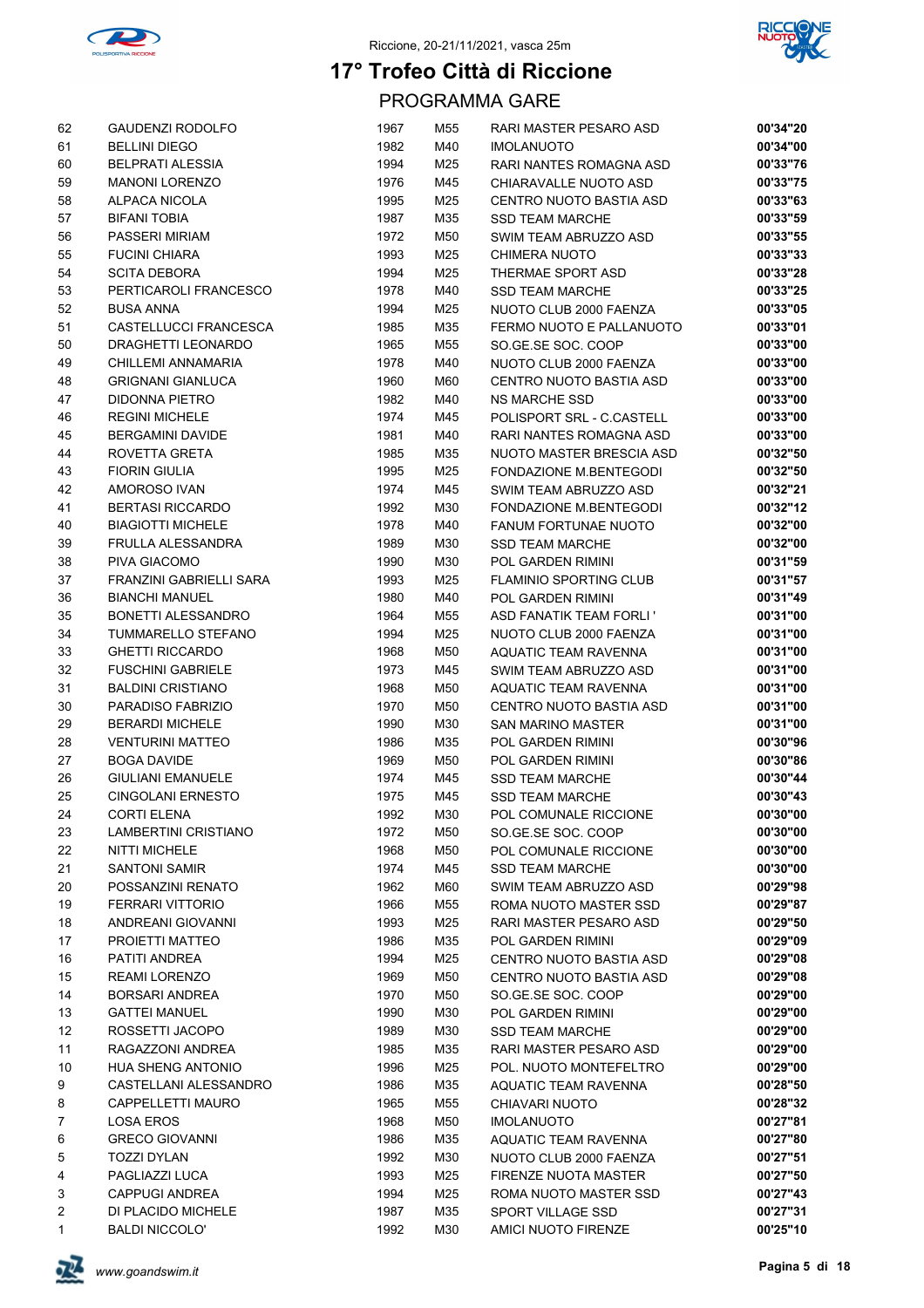Riccione, 20-21/11/2021, vasca 25m

# 17° Trofeo Città di Riccione

## PROGRAMMA GARE

| | | | | | |
|---|---|---|---|---|---|
| 62 | GAUDENZI RODOLFO | 1967 | M55 | RARI MASTER PESARO ASD | 00'34"20 |
| 61 | BELLINI DIEGO | 1982 | M40 | IMOLANUOTO | 00'34"00 |
| 60 | BELPRATI ALESSIA | 1994 | M25 | RARI NANTES ROMAGNA ASD | 00'33"76 |
| 59 | MANONI LORENZO | 1976 | M45 | CHIARAVALLE NUOTO ASD | 00'33"75 |
| 58 | ALPACA NICOLA | 1995 | M25 | CENTRO NUOTO BASTIA ASD | 00'33"63 |
| 57 | BIFANI TOBIA | 1987 | M35 | SSD TEAM MARCHE | 00'33"59 |
| 56 | PASSERI MIRIAM | 1972 | M50 | SWIM TEAM ABRUZZO ASD | 00'33"55 |
| 55 | FUCINI CHIARA | 1993 | M25 | CHIMERA NUOTO | 00'33"33 |
| 54 | SCITA DEBORA | 1994 | M25 | THERMAE SPORT ASD | 00'33"28 |
| 53 | PERTICAROLI FRANCESCO | 1978 | M40 | SSD TEAM MARCHE | 00'33"25 |
| 52 | BUSA ANNA | 1994 | M25 | NUOTO CLUB 2000 FAENZA | 00'33"05 |
| 51 | CASTELLUCCI FRANCESCA | 1985 | M35 | FERMO NUOTO E PALLANUOTO | 00'33"01 |
| 50 | DRAGHETTI LEONARDO | 1965 | M55 | SO.GE.SE SOC. COOP | 00'33"00 |
| 49 | CHILLEMI ANNAMARIA | 1978 | M40 | NUOTO CLUB 2000 FAENZA | 00'33"00 |
| 48 | GRIGNANI GIANLUCA | 1960 | M60 | CENTRO NUOTO BASTIA ASD | 00'33"00 |
| 47 | DIDONNA PIETRO | 1982 | M40 | NS MARCHE SSD | 00'33"00 |
| 46 | REGINI MICHELE | 1974 | M45 | POLISPORT SRL - C.CASTELL | 00'33"00 |
| 45 | BERGAMINI DAVIDE | 1981 | M40 | RARI NANTES ROMAGNA ASD | 00'33"00 |
| 44 | ROVETTA GRETA | 1985 | M35 | NUOTO MASTER BRESCIA ASD | 00'32"50 |
| 43 | FIORIN GIULIA | 1995 | M25 | FONDAZIONE M.BENTEGODI | 00'32"50 |
| 42 | AMOROSO IVAN | 1974 | M45 | SWIM TEAM ABRUZZO ASD | 00'32"21 |
| 41 | BERTASI RICCARDO | 1992 | M30 | FONDAZIONE M.BENTEGODI | 00'32"12 |
| 40 | BIAGIOTTI MICHELE | 1978 | M40 | FANUM FORTUNAE NUOTO | 00'32"00 |
| 39 | FRULLA ALESSANDRA | 1989 | M30 | SSD TEAM MARCHE | 00'32"00 |
| 38 | PIVA GIACOMO | 1990 | M30 | POL GARDEN RIMINI | 00'31"59 |
| 37 | FRANZINI GABRIELLI SARA | 1993 | M25 | FLAMINIO SPORTING CLUB | 00'31"57 |
| 36 | BIANCHI MANUEL | 1980 | M40 | POL GARDEN RIMINI | 00'31"49 |
| 35 | BONETTI ALESSANDRO | 1964 | M55 | ASD FANATIK TEAM FORLI ' | 00'31"00 |
| 34 | TUMMARELLO STEFANO | 1994 | M25 | NUOTO CLUB 2000 FAENZA | 00'31"00 |
| 33 | GHETTI RICCARDO | 1968 | M50 | AQUATIC TEAM RAVENNA | 00'31"00 |
| 32 | FUSCHINI GABRIELE | 1973 | M45 | SWIM TEAM ABRUZZO ASD | 00'31"00 |
| 31 | BALDINI CRISTIANO | 1968 | M50 | AQUATIC TEAM RAVENNA | 00'31"00 |
| 30 | PARADISO FABRIZIO | 1970 | M50 | CENTRO NUOTO BASTIA ASD | 00'31"00 |
| 29 | BERARDI MICHELE | 1990 | M30 | SAN MARINO MASTER | 00'31"00 |
| 28 | VENTURINI MATTEO | 1986 | M35 | POL GARDEN RIMINI | 00'30"96 |
| 27 | BOGA DAVIDE | 1969 | M50 | POL GARDEN RIMINI | 00'30"86 |
| 26 | GIULIANI EMANUELE | 1974 | M45 | SSD TEAM MARCHE | 00'30"44 |
| 25 | CINGOLANI ERNESTO | 1975 | M45 | SSD TEAM MARCHE | 00'30"43 |
| 24 | CORTI ELENA | 1992 | M30 | POL COMUNALE RICCIONE | 00'30"00 |
| 23 | LAMBERTINI CRISTIANO | 1972 | M50 | SO.GE.SE SOC. COOP | 00'30"00 |
| 22 | NITTI MICHELE | 1968 | M50 | POL COMUNALE RICCIONE | 00'30"00 |
| 21 | SANTONI SAMIR | 1974 | M45 | SSD TEAM MARCHE | 00'30"00 |
| 20 | POSSANZINI RENATO | 1962 | M60 | SWIM TEAM ABRUZZO ASD | 00'29"98 |
| 19 | FERRARI VITTORIO | 1966 | M55 | ROMA NUOTO MASTER SSD | 00'29"87 |
| 18 | ANDREANI GIOVANNI | 1993 | M25 | RARI MASTER PESARO ASD | 00'29"50 |
| 17 | PROIETTI MATTEO | 1986 | M35 | POL GARDEN RIMINI | 00'29"09 |
| 16 | PATITI ANDREA | 1994 | M25 | CENTRO NUOTO BASTIA ASD | 00'29"08 |
| 15 | REAMI LORENZO | 1969 | M50 | CENTRO NUOTO BASTIA ASD | 00'29"08 |
| 14 | BORSARI ANDREA | 1970 | M50 | SO.GE.SE SOC. COOP | 00'29"00 |
| 13 | GATTEI MANUEL | 1990 | M30 | POL GARDEN RIMINI | 00'29"00 |
| 12 | ROSSETTI JACOPO | 1989 | M30 | SSD TEAM MARCHE | 00'29"00 |
| 11 | RAGAZZONI ANDREA | 1985 | M35 | RARI MASTER PESARO ASD | 00'29"00 |
| 10 | HUA SHENG ANTONIO | 1996 | M25 | POL. NUOTO MONTEFELTRO | 00'29"00 |
| 9 | CASTELLANI ALESSANDRO | 1986 | M35 | AQUATIC TEAM RAVENNA | 00'28"50 |
| 8 | CAPPELLETTI MAURO | 1965 | M55 | CHIAVARI NUOTO | 00'28"32 |
| 7 | LOSA EROS | 1968 | M50 | IMOLANUOTO | 00'27"81 |
| 6 | GRECO GIOVANNI | 1986 | M35 | AQUATIC TEAM RAVENNA | 00'27"80 |
| 5 | TOZZI DYLAN | 1992 | M30 | NUOTO CLUB 2000 FAENZA | 00'27"51 |
| 4 | PAGLIAZZI LUCA | 1993 | M25 | FIRENZE NUOTA MASTER | 00'27"50 |
| 3 | CAPPUGI ANDREA | 1994 | M25 | ROMA NUOTO MASTER SSD | 00'27"43 |
| 2 | DI PLACIDO MICHELE | 1987 | M35 | SPORT VILLAGE SSD | 00'27"31 |
| 1 | BALDI NICCOLO' | 1992 | M30 | AMICI NUOTO FIRENZE | 00'25"10 |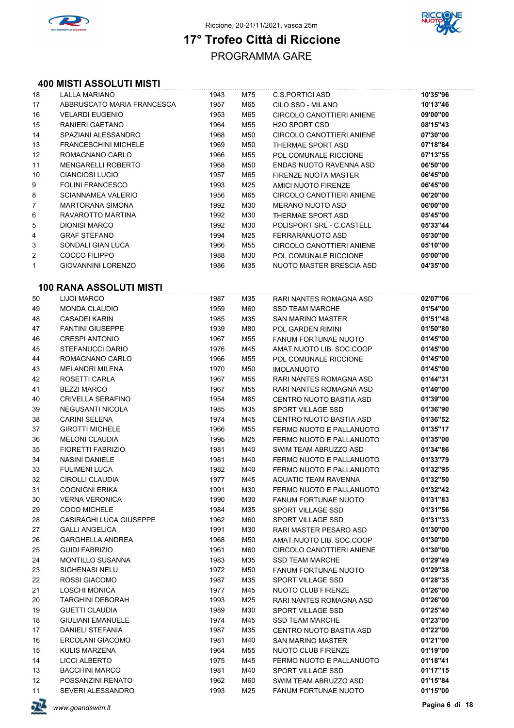Riccione, 20-21/11/2021, vasca 25m

# 17° Trofeo Città di Riccione

## PROGRAMMA GARE

### 400 MISTI ASSOLUTI MISTI

| | | | | | |
|---|---|---|---|---|---|
| 18 | LALLA MARIANO | 1943 | M75 | C.S.PORTICI ASD | **10'35"96** |
| 17 | ABBRUSCATO MARIA FRANCESCA | 1957 | M65 | CILO SSD - MILANO | **10'13"46** |
| 16 | VELARDI EUGENIO | 1953 | M65 | CIRCOLO CANOTTIERI ANIENE | **09'00"00** |
| 15 | RANIERI GAETANO | 1964 | M55 | H2O SPORT CSD | **08'15"43** |
| 14 | SPAZIANI ALESSANDRO | 1968 | M50 | CIRCOLO CANOTTIERI ANIENE | **07'30"00** |
| 13 | FRANCESCHINI MICHELE | 1969 | M50 | THERMAE SPORT ASD | **07'18"84** |
| 12 | ROMAGNANO CARLO | 1966 | M55 | POL COMUNALE RICCIONE | **07'13"55** |
| 11 | MENGARELLI ROBERTO | 1968 | M50 | ENDAS NUOTO RAVENNA ASD | **06'50"00** |
| 10 | CIANCIOSI LUCIO | 1957 | M65 | FIRENZE NUOTA MASTER | **06'45"00** |
| 9 | FOLINI FRANCESCO | 1993 | M25 | AMICI NUOTO FIRENZE | **06'45"00** |
| 8 | SCIANNAMEA VALERIO | 1956 | M65 | CIRCOLO CANOTTIERI ANIENE | **06'20"00** |
| 7 | MARTORANA SIMONA | 1992 | M30 | MERANO NUOTO ASD | **06'00"00** |
| 6 | RAVAROTTO MARTINA | 1992 | M30 | THERMAE SPORT ASD | **05'45"00** |
| 5 | DIONISI MARCO | 1992 | M30 | POLISPORT SRL - C.CASTELL | **05'33"44** |
| 4 | GRAF STEFANO | 1994 | M25 | FERRARANUOTO ASD | **05'30"00** |
| 3 | SONDALI GIAN LUCA | 1966 | M55 | CIRCOLO CANOTTIERI ANIENE | **05'10"00** |
| 2 | COCCO FILIPPO | 1988 | M30 | POL COMUNALE RICCIONE | **05'00"00** |
| 1 | GIOVANNINI LORENZO | 1986 | M35 | NUOTO MASTER BRESCIA ASD | **04'35"00** |

### 100 RANA ASSOLUTI MISTI

| | | | | | |
|---|---|---|---|---|---|
| 50 | LIJOI MARCO | 1987 | M35 | RARI NANTES ROMAGNA ASD | **02'07"06** |
| 49 | MONDA CLAUDIO | 1959 | M60 | SSD TEAM MARCHE | **01'54"00** |
| 48 | CASADEI KARIN | 1985 | M35 | SAN MARINO MASTER | **01'51"48** |
| 47 | FANTINI GIUSEPPE | 1939 | M80 | POL GARDEN RIMINI | **01'50"80** |
| 46 | CRESPI ANTONIO | 1967 | M55 | FANUM FORTUNAE NUOTO | **01'45"00** |
| 45 | STEFANUCCI DARIO | 1976 | M45 | AMAT.NUOTO LIB. SOC.COOP | **01'45"00** |
| 44 | ROMAGNANO CARLO | 1966 | M55 | POL COMUNALE RICCIONE | **01'45"00** |
| 43 | MELANDRI MILENA | 1970 | M50 | IMOLANUOTO | **01'45"00** |
| 42 | ROSETTI CARLA | 1967 | M55 | RARI NANTES ROMAGNA ASD | **01'44"31** |
| 41 | BEZZI MARCO | 1967 | M55 | RARI NANTES ROMAGNA ASD | **01'40"00** |
| 40 | CRIVELLA SERAFINO | 1954 | M65 | CENTRO NUOTO BASTIA ASD | **01'39"00** |
| 39 | NEGUSANTI NICOLA | 1985 | M35 | SPORT VILLAGE SSD | **01'36"90** |
| 38 | CARINI SELENA | 1974 | M45 | CENTRO NUOTO BASTIA ASD | **01'36"52** |
| 37 | GIROTTI MICHELE | 1966 | M55 | FERMO NUOTO E PALLANUOTO | **01'35"17** |
| 36 | MELONI CLAUDIA | 1995 | M25 | FERMO NUOTO E PALLANUOTO | **01'35"00** |
| 35 | FIORETTI FABRIZIO | 1981 | M40 | SWIM TEAM ABRUZZO ASD | **01'34"86** |
| 34 | NASINI DANIELE | 1981 | M40 | FERMO NUOTO E PALLANUOTO | **01'33"79** |
| 33 | FULIMENI LUCA | 1982 | M40 | FERMO NUOTO E PALLANUOTO | **01'32"95** |
| 32 | CIROLLI CLAUDIA | 1977 | M45 | AQUATIC TEAM RAVENNA | **01'32"50** |
| 31 | COGNIGNI ERIKA | 1991 | M30 | FERMO NUOTO E PALLANUOTO | **01'32"42** |
| 30 | VERNA VERONICA | 1990 | M30 | FANUM FORTUNAE NUOTO | **01'31"83** |
| 29 | COCO MICHELE | 1984 | M35 | SPORT VILLAGE SSD | **01'31"56** |
| 28 | CASIRAGHI LUCA GIUSEPPE | 1962 | M60 | SPORT VILLAGE SSD | **01'31"33** |
| 27 | GALLI ANGELICA | 1991 | M30 | RARI MASTER PESARO ASD | **01'30"00** |
| 26 | GARGHELLA ANDREA | 1968 | M50 | AMAT.NUOTO LIB. SOC.COOP | **01'30"00** |
| 25 | GUIDI FABRIZIO | 1961 | M60 | CIRCOLO CANOTTIERI ANIENE | **01'30"00** |
| 24 | MONTILLO SUSANNA | 1983 | M35 | SSD TEAM MARCHE | **01'29"49** |
| 23 | SIGHENASI NELU | 1972 | M50 | FANUM FORTUNAE NUOTO | **01'29"38** |
| 22 | ROSSI GIACOMO | 1987 | M35 | SPORT VILLAGE SSD | **01'28"35** |
| 21 | LOSCHI MONICA | 1977 | M45 | NUOTO CLUB FIRENZE | **01'26"00** |
| 20 | TARGHINI DEBORAH | 1993 | M25 | RARI NANTES ROMAGNA ASD | **01'26"00** |
| 19 | GUETTI CLAUDIA | 1989 | M30 | SPORT VILLAGE SSD | **01'25"40** |
| 18 | GIULIANI EMANUELE | 1974 | M45 | SSD TEAM MARCHE | **01'23"00** |
| 17 | DANIELI STEFANIA | 1987 | M35 | CENTRO NUOTO BASTIA ASD | **01'22"00** |
| 16 | ERCOLANI GIACOMO | 1981 | M40 | SAN MARINO MASTER | **01'21"00** |
| 15 | KULIS MARZENA | 1964 | M55 | NUOTO CLUB FIRENZE | **01'19"00** |
| 14 | LICCI ALBERTO | 1975 | M45 | FERMO NUOTO E PALLANUOTO | **01'18"41** |
| 13 | BACCHINI MARCO | 1981 | M40 | SPORT VILLAGE SSD | **01'17"15** |
| 12 | POSSANZINI RENATO | 1962 | M60 | SWIM TEAM ABRUZZO ASD | **01'15"84** |
| 11 | SEVERI ALESSANDRO | 1993 | M25 | FANUM FORTUNAE NUOTO | **01'15"00** |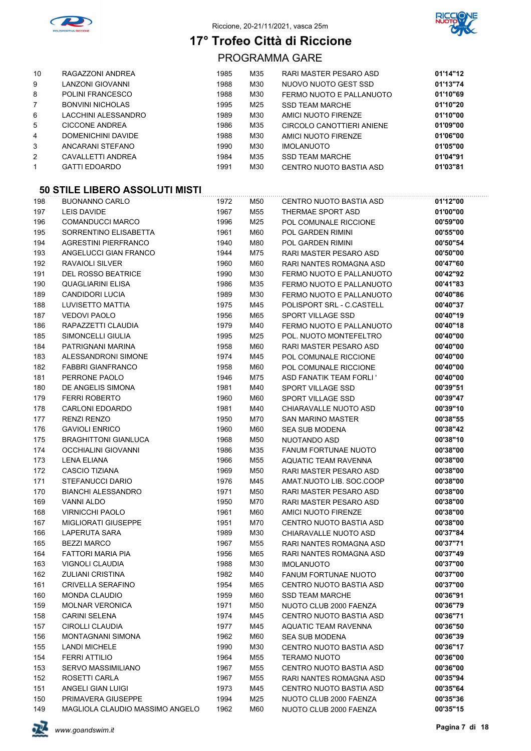# 17° Trofeo Città di Riccione

Riccione, 20-21/11/2021, vasca 25m

## PROGRAMMA GARE

| | | | | | |
|---|---|---|---|---|---|
| 10 | RAGAZZONI ANDREA | 1985 | M35 | RARI MASTER PESARO ASD | **01'14"12** |
| 9 | LANZONI GIOVANNI | 1988 | M30 | NUOVO NUOTO GEST SSD | **01'13"74** |
| 8 | POLINI FRANCESCO | 1988 | M30 | FERMO NUOTO E PALLANUOTO | **01'10"69** |
| 7 | BONVINI NICHOLAS | 1995 | M25 | SSD TEAM MARCHE | **01'10"20** |
| 6 | LACCHINI ALESSANDRO | 1989 | M30 | AMICI NUOTO FIRENZE | **01'10"00** |
| 5 | CICCONE ANDREA | 1986 | M35 | CIRCOLO CANOTTIERI ANIENE | **01'09"00** |
| 4 | DOMENICHINI DAVIDE | 1988 | M30 | AMICI NUOTO FIRENZE | **01'06"00** |
| 3 | ANCARANI STEFANO | 1990 | M30 | IMOLANUOTO | **01'05"00** |
| 2 | CAVALLETTI ANDREA | 1984 | M35 | SSD TEAM MARCHE | **01'04"91** |
| 1 | GATTI EDOARDO | 1991 | M30 | CENTRO NUOTO BASTIA ASD | **01'03"81** |

### 50 STILE LIBERO ASSOLUTI MISTI

| | | | | | |
|---|---|---|---|---|---|
| 198 | BUONANNO CARLO | 1972 | M50 | CENTRO NUOTO BASTIA ASD | **01'12"00** |
| 197 | LEIS DAVIDE | 1967 | M55 | THERMAE SPORT ASD | **01'00"00** |
| 196 | COMANDUCCI MARCO | 1996 | M25 | POL COMUNALE RICCIONE | **00'59"00** |
| 195 | SORRENTINO ELISABETTA | 1961 | M60 | POL GARDEN RIMINI | **00'55"00** |
| 194 | AGRESTINI PIERFRANCO | 1940 | M80 | POL GARDEN RIMINI | **00'50"54** |
| 193 | ANGELUCCI GIAN FRANCO | 1944 | M75 | RARI MASTER PESARO ASD | **00'50"00** |
| 192 | RAVAIOLI SILVER | 1960 | M60 | RARI NANTES ROMAGNA ASD | **00'47"60** |
| 191 | DEL ROSSO BEATRICE | 1990 | M30 | FERMO NUOTO E PALLANUOTO | **00'42"92** |
| 190 | QUAGLIARINI ELISA | 1986 | M35 | FERMO NUOTO E PALLANUOTO | **00'41"83** |
| 189 | CANDIDORI LUCIA | 1989 | M30 | FERMO NUOTO E PALLANUOTO | **00'40"86** |
| 188 | LUVISETTO MATTIA | 1975 | M45 | POLISPORT SRL - C.CASTELL | **00'40"37** |
| 187 | VEDOVI PAOLO | 1956 | M65 | SPORT VILLAGE SSD | **00'40"19** |
| 186 | RAPAZZETTI CLAUDIA | 1979 | M40 | FERMO NUOTO E PALLANUOTO | **00'40"18** |
| 185 | SIMONCELLI GIULIA | 1995 | M25 | POL. NUOTO MONTEFELTRO | **00'40"00** |
| 184 | PATRIGNANI MARINA | 1958 | M60 | RARI MASTER PESARO ASD | **00'40"00** |
| 183 | ALESSANDRONI SIMONE | 1974 | M45 | POL COMUNALE RICCIONE | **00'40"00** |
| 182 | FABBRI GIANFRANCO | 1958 | M60 | POL COMUNALE RICCIONE | **00'40"00** |
| 181 | PERRONE PAOLO | 1946 | M75 | ASD FANATIK TEAM FORLI ' | **00'40"00** |
| 180 | DE ANGELIS SIMONA | 1981 | M40 | SPORT VILLAGE SSD | **00'39"51** |
| 179 | FERRI ROBERTO | 1960 | M60 | SPORT VILLAGE SSD | **00'39"47** |
| 178 | CARLONI EDOARDO | 1981 | M40 | CHIARAVALLE NUOTO ASD | **00'39"10** |
| 177 | RENZI RENZO | 1950 | M70 | SAN MARINO MASTER | **00'38"55** |
| 176 | GAVIOLI ENRICO | 1960 | M60 | SEA SUB MODENA | **00'38"42** |
| 175 | BRAGHITTONI GIANLUCA | 1968 | M50 | NUOTANDO ASD | **00'38"10** |
| 174 | OCCHIALINI GIOVANNI | 1986 | M35 | FANUM FORTUNAE NUOTO | **00'38"00** |
| 173 | LENA ELIANA | 1966 | M55 | AQUATIC TEAM RAVENNA | **00'38"00** |
| 172 | CASCIO TIZIANA | 1969 | M50 | RARI MASTER PESARO ASD | **00'38"00** |
| 171 | STEFANUCCI DARIO | 1976 | M45 | AMAT.NUOTO LIB. SOC.COOP | **00'38"00** |
| 170 | BIANCHI ALESSANDRO | 1971 | M50 | RARI MASTER PESARO ASD | **00'38"00** |
| 169 | VANNI ALDO | 1950 | M70 | RARI MASTER PESARO ASD | **00'38"00** |
| 168 | VIRNICCHI PAOLO | 1961 | M60 | AMICI NUOTO FIRENZE | **00'38"00** |
| 167 | MIGLIORATI GIUSEPPE | 1951 | M70 | CENTRO NUOTO BASTIA ASD | **00'38"00** |
| 166 | LAPERUTA SARA | 1989 | M30 | CHIARAVALLE NUOTO ASD | **00'37"84** |
| 165 | BEZZI MARCO | 1967 | M55 | RARI NANTES ROMAGNA ASD | **00'37"71** |
| 164 | FATTORI MARIA PIA | 1956 | M65 | RARI NANTES ROMAGNA ASD | **00'37"49** |
| 163 | VIGNOLI CLAUDIA | 1988 | M30 | IMOLANUOTO | **00'37"00** |
| 162 | ZULIANI CRISTINA | 1982 | M40 | FANUM FORTUNAE NUOTO | **00'37"00** |
| 161 | CRIVELLA SERAFINO | 1954 | M65 | CENTRO NUOTO BASTIA ASD | **00'37"00** |
| 160 | MONDA CLAUDIO | 1959 | M60 | SSD TEAM MARCHE | **00'36"91** |
| 159 | MOLNAR VERONICA | 1971 | M50 | NUOTO CLUB 2000 FAENZA | **00'36"79** |
| 158 | CARINI SELENA | 1974 | M45 | CENTRO NUOTO BASTIA ASD | **00'36"71** |
| 157 | CIROLLI CLAUDIA | 1977 | M45 | AQUATIC TEAM RAVENNA | **00'36"50** |
| 156 | MONTAGNANI SIMONA | 1962 | M60 | SEA SUB MODENA | **00'36"39** |
| 155 | LANDI MICHELE | 1990 | M30 | CENTRO NUOTO BASTIA ASD | **00'36"17** |
| 154 | FERRI ATTILIO | 1964 | M55 | TERAMO NUOTO | **00'36"00** |
| 153 | SERVO MASSIMILIANO | 1967 | M55 | CENTRO NUOTO BASTIA ASD | **00'36"00** |
| 152 | ROSETTI CARLA | 1967 | M55 | RARI NANTES ROMAGNA ASD | **00'35"94** |
| 151 | ANGELI GIAN LUIGI | 1973 | M45 | CENTRO NUOTO BASTIA ASD | **00'35"64** |
| 150 | PRIMAVERA GIUSEPPE | 1994 | M25 | NUOTO CLUB 2000 FAENZA | **00'35"36** |
| 149 | MAGLIOLA CLAUDIO MASSIMO ANGELO | 1962 | M60 | NUOTO CLUB 2000 FAENZA | **00'35"15** |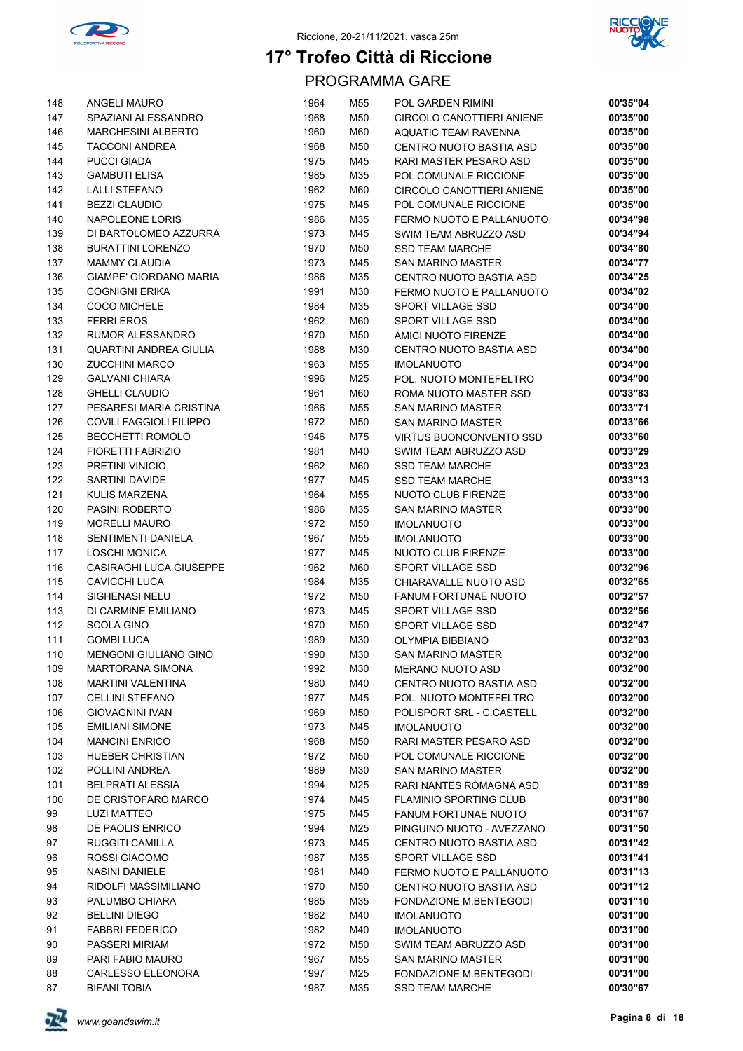Riccione, 20-21/11/2021, vasca 25m

# 17° Trofeo Città di Riccione

## PROGRAMMA GARE

| | | | | | |
|---|---|---|---|---|---|
| 148 | ANGELI MAURO | 1964 | M55 | POL GARDEN RIMINI | **00'35"04** |
| 147 | SPAZIANI ALESSANDRO | 1968 | M50 | CIRCOLO CANOTTIERI ANIENE | **00'35"00** |
| 146 | MARCHESINI ALBERTO | 1960 | M60 | AQUATIC TEAM RAVENNA | **00'35"00** |
| 145 | TACCONI ANDREA | 1968 | M50 | CENTRO NUOTO BASTIA ASD | **00'35"00** |
| 144 | PUCCI GIADA | 1975 | M45 | RARI MASTER PESARO ASD | **00'35"00** |
| 143 | GAMBUTI ELISA | 1985 | M35 | POL COMUNALE RICCIONE | **00'35"00** |
| 142 | LALLI STEFANO | 1962 | M60 | CIRCOLO CANOTTIERI ANIENE | **00'35"00** |
| 141 | BEZZI CLAUDIO | 1975 | M45 | POL COMUNALE RICCIONE | **00'35"00** |
| 140 | NAPOLEONE LORIS | 1986 | M35 | FERMO NUOTO E PALLANUOTO | **00'34"98** |
| 139 | DI BARTOLOMEO AZZURRA | 1973 | M45 | SWIM TEAM ABRUZZO ASD | **00'34"94** |
| 138 | BURATTINI LORENZO | 1970 | M50 | SSD TEAM MARCHE | **00'34"80** |
| 137 | MAMMY CLAUDIA | 1973 | M45 | SAN MARINO MASTER | **00'34"77** |
| 136 | GIAMPE' GIORDANO MARIA | 1986 | M35 | CENTRO NUOTO BASTIA ASD | **00'34"25** |
| 135 | COGNIGNI ERIKA | 1991 | M30 | FERMO NUOTO E PALLANUOTO | **00'34"02** |
| 134 | COCO MICHELE | 1984 | M35 | SPORT VILLAGE SSD | **00'34"00** |
| 133 | FERRI EROS | 1962 | M60 | SPORT VILLAGE SSD | **00'34"00** |
| 132 | RUMOR ALESSANDRO | 1970 | M50 | AMICI NUOTO FIRENZE | **00'34"00** |
| 131 | QUARTINI ANDREA GIULIA | 1988 | M30 | CENTRO NUOTO BASTIA ASD | **00'34"00** |
| 130 | ZUCCHINI MARCO | 1963 | M55 | IMOLANUOTO | **00'34"00** |
| 129 | GALVANI CHIARA | 1996 | M25 | POL. NUOTO MONTEFELTRO | **00'34"00** |
| 128 | GHELLI CLAUDIO | 1961 | M60 | ROMA NUOTO MASTER SSD | **00'33"83** |
| 127 | PESARESI MARIA CRISTINA | 1966 | M55 | SAN MARINO MASTER | **00'33"71** |
| 126 | COVILI FAGGIOLI FILIPPO | 1972 | M50 | SAN MARINO MASTER | **00'33"66** |
| 125 | BECCHETTI ROMOLO | 1946 | M75 | VIRTUS BUONCONVENTO SSD | **00'33"60** |
| 124 | FIORETTI FABRIZIO | 1981 | M40 | SWIM TEAM ABRUZZO ASD | **00'33"29** |
| 123 | PRETINI VINICIO | 1962 | M60 | SSD TEAM MARCHE | **00'33"23** |
| 122 | SARTINI DAVIDE | 1977 | M45 | SSD TEAM MARCHE | **00'33"13** |
| 121 | KULIS MARZENA | 1964 | M55 | NUOTO CLUB FIRENZE | **00'33"00** |
| 120 | PASINI ROBERTO | 1986 | M35 | SAN MARINO MASTER | **00'33"00** |
| 119 | MORELLI MAURO | 1972 | M50 | IMOLANUOTO | **00'33"00** |
| 118 | SENTIMENTI DANIELA | 1967 | M55 | IMOLANUOTO | **00'33"00** |
| 117 | LOSCHI MONICA | 1977 | M45 | NUOTO CLUB FIRENZE | **00'33"00** |
| 116 | CASIRAGHI LUCA GIUSEPPE | 1962 | M60 | SPORT VILLAGE SSD | **00'32"96** |
| 115 | CAVICCHI LUCA | 1984 | M35 | CHIARAVALLE NUOTO ASD | **00'32"65** |
| 114 | SIGHENASI NELU | 1972 | M50 | FANUM FORTUNAE NUOTO | **00'32"57** |
| 113 | DI CARMINE EMILIANO | 1973 | M45 | SPORT VILLAGE SSD | **00'32"56** |
| 112 | SCOLA GINO | 1970 | M50 | SPORT VILLAGE SSD | **00'32"47** |
| 111 | GOMBI LUCA | 1989 | M30 | OLYMPIA BIBBIANO | **00'32"03** |
| 110 | MENGONI GIULIANO GINO | 1990 | M30 | SAN MARINO MASTER | **00'32"00** |
| 109 | MARTORANA SIMONA | 1992 | M30 | MERANO NUOTO ASD | **00'32"00** |
| 108 | MARTINI VALENTINA | 1980 | M40 | CENTRO NUOTO BASTIA ASD | **00'32"00** |
| 107 | CELLINI STEFANO | 1977 | M45 | POL. NUOTO MONTEFELTRO | **00'32"00** |
| 106 | GIOVAGNINI IVAN | 1969 | M50 | POLISPORT SRL - C.CASTELL | **00'32"00** |
| 105 | EMILIANI SIMONE | 1973 | M45 | IMOLANUOTO | **00'32"00** |
| 104 | MANCINI ENRICO | 1968 | M50 | RARI MASTER PESARO ASD | **00'32"00** |
| 103 | HUEBER CHRISTIAN | 1972 | M50 | POL COMUNALE RICCIONE | **00'32"00** |
| 102 | POLLINI ANDREA | 1989 | M30 | SAN MARINO MASTER | **00'32"00** |
| 101 | BELPRATI ALESSIA | 1994 | M25 | RARI NANTES ROMAGNA ASD | **00'31"89** |
| 100 | DE CRISTOFARO MARCO | 1974 | M45 | FLAMINIO SPORTING CLUB | **00'31"80** |
| 99 | LUZI MATTEO | 1975 | M45 | FANUM FORTUNAE NUOTO | **00'31"67** |
| 98 | DE PAOLIS ENRICO | 1994 | M25 | PINGUINO NUOTO - AVEZZANO | **00'31"50** |
| 97 | RUGGITI CAMILLA | 1973 | M45 | CENTRO NUOTO BASTIA ASD | **00'31"42** |
| 96 | ROSSI GIACOMO | 1987 | M35 | SPORT VILLAGE SSD | **00'31"41** |
| 95 | NASINI DANIELE | 1981 | M40 | FERMO NUOTO E PALLANUOTO | **00'31"13** |
| 94 | RIDOLFI MASSIMILIANO | 1970 | M50 | CENTRO NUOTO BASTIA ASD | **00'31"12** |
| 93 | PALUMBO CHIARA | 1985 | M35 | FONDAZIONE M.BENTEGODI | **00'31"10** |
| 92 | BELLINI DIEGO | 1982 | M40 | IMOLANUOTO | **00'31"00** |
| 91 | FABBRI FEDERICO | 1982 | M40 | IMOLANUOTO | **00'31"00** |
| 90 | PASSERI MIRIAM | 1972 | M50 | SWIM TEAM ABRUZZO ASD | **00'31"00** |
| 89 | PARI FABIO MAURO | 1967 | M55 | SAN MARINO MASTER | **00'31"00** |
| 88 | CARLESSO ELEONORA | 1997 | M25 | FONDAZIONE M.BENTEGODI | **00'31"00** |
| 87 | BIFANI TOBIA | 1987 | M35 | SSD TEAM MARCHE | **00'30"67** |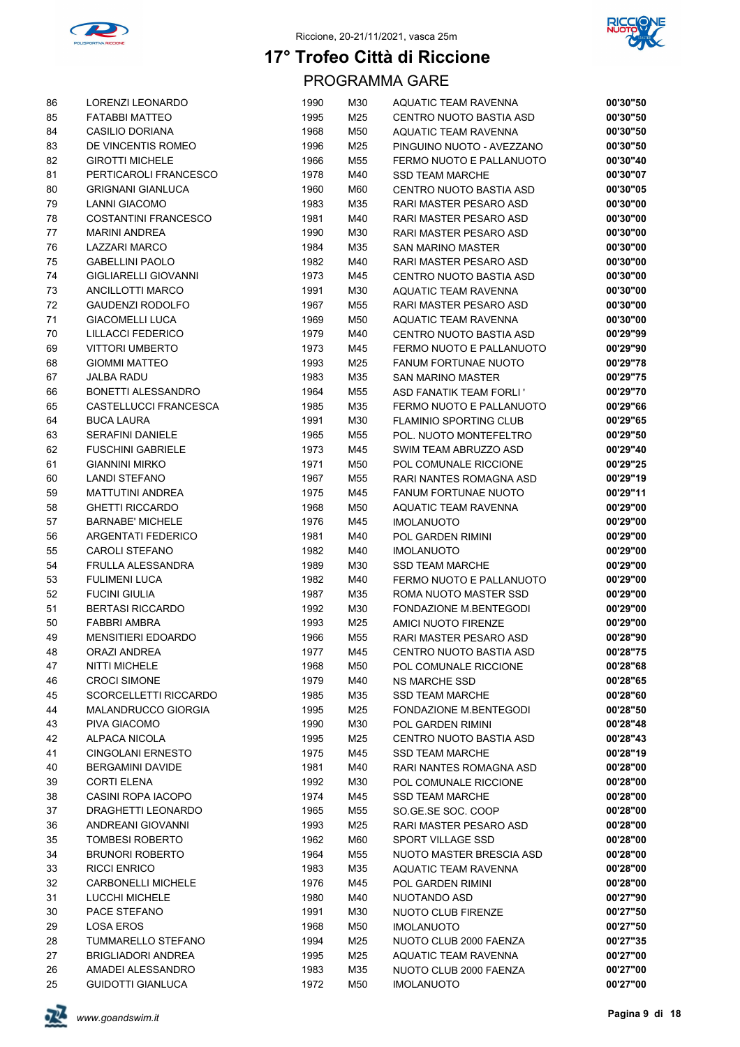Riccione, 20-21/11/2021, vasca 25m

# 17° Trofeo Città di Riccione

## PROGRAMMA GARE

| | | | | | |
|---|---|---|---|---|---|
| 86 | LORENZI LEONARDO | 1990 | M30 | AQUATIC TEAM RAVENNA | 00'30"50 |
| 85 | FATABBI MATTEO | 1995 | M25 | CENTRO NUOTO BASTIA ASD | 00'30"50 |
| 84 | CASILIO DORIANA | 1968 | M50 | AQUATIC TEAM RAVENNA | 00'30"50 |
| 83 | DE VINCENTIS ROMEO | 1996 | M25 | PINGUINO NUOTO - AVEZZANO | 00'30"50 |
| 82 | GIROTTI MICHELE | 1966 | M55 | FERMO NUOTO E PALLANUOTO | 00'30"40 |
| 81 | PERTICAROLI FRANCESCO | 1978 | M40 | SSD TEAM MARCHE | 00'30"07 |
| 80 | GRIGNANI GIANLUCA | 1960 | M60 | CENTRO NUOTO BASTIA ASD | 00'30"05 |
| 79 | LANNI GIACOMO | 1983 | M35 | RARI MASTER PESARO ASD | 00'30"00 |
| 78 | COSTANTINI FRANCESCO | 1981 | M40 | RARI MASTER PESARO ASD | 00'30"00 |
| 77 | MARINI ANDREA | 1990 | M30 | RARI MASTER PESARO ASD | 00'30"00 |
| 76 | LAZZARI MARCO | 1984 | M35 | SAN MARINO MASTER | 00'30"00 |
| 75 | GABELLINI PAOLO | 1982 | M40 | RARI MASTER PESARO ASD | 00'30"00 |
| 74 | GIGLIARELLI GIOVANNI | 1973 | M45 | CENTRO NUOTO BASTIA ASD | 00'30"00 |
| 73 | ANCILLOTTI MARCO | 1991 | M30 | AQUATIC TEAM RAVENNA | 00'30"00 |
| 72 | GAUDENZI RODOLFO | 1967 | M55 | RARI MASTER PESARO ASD | 00'30"00 |
| 71 | GIACOMELLI LUCA | 1969 | M50 | AQUATIC TEAM RAVENNA | 00'30"00 |
| 70 | LILLACCI FEDERICO | 1979 | M40 | CENTRO NUOTO BASTIA ASD | 00'29"99 |
| 69 | VITTORI UMBERTO | 1973 | M45 | FERMO NUOTO E PALLANUOTO | 00'29"90 |
| 68 | GIOMMI MATTEO | 1993 | M25 | FANUM FORTUNAE NUOTO | 00'29"78 |
| 67 | JALBA RADU | 1983 | M35 | SAN MARINO MASTER | 00'29"75 |
| 66 | BONETTI ALESSANDRO | 1964 | M55 | ASD FANATIK TEAM FORLI ' | 00'29"70 |
| 65 | CASTELLUCCI FRANCESCA | 1985 | M35 | FERMO NUOTO E PALLANUOTO | 00'29"66 |
| 64 | BUCA LAURA | 1991 | M30 | FLAMINIO SPORTING CLUB | 00'29"65 |
| 63 | SERAFINI DANIELE | 1965 | M55 | POL. NUOTO MONTEFELTRO | 00'29"50 |
| 62 | FUSCHINI GABRIELE | 1973 | M45 | SWIM TEAM ABRUZZO ASD | 00'29"40 |
| 61 | GIANNINI MIRKO | 1971 | M50 | POL COMUNALE RICCIONE | 00'29"25 |
| 60 | LANDI STEFANO | 1967 | M55 | RARI NANTES ROMAGNA ASD | 00'29"19 |
| 59 | MATTUTINI ANDREA | 1975 | M45 | FANUM FORTUNAE NUOTO | 00'29"11 |
| 58 | GHETTI RICCARDO | 1968 | M50 | AQUATIC TEAM RAVENNA | 00'29"00 |
| 57 | BARNABE' MICHELE | 1976 | M45 | IMOLANUOTO | 00'29"00 |
| 56 | ARGENTATI FEDERICO | 1981 | M40 | POL GARDEN RIMINI | 00'29"00 |
| 55 | CAROLI STEFANO | 1982 | M40 | IMOLANUOTO | 00'29"00 |
| 54 | FRULLA ALESSANDRA | 1989 | M30 | SSD TEAM MARCHE | 00'29"00 |
| 53 | FULIMENI LUCA | 1982 | M40 | FERMO NUOTO E PALLANUOTO | 00'29"00 |
| 52 | FUCINI GIULIA | 1987 | M35 | ROMA NUOTO MASTER SSD | 00'29"00 |
| 51 | BERTASI RICCARDO | 1992 | M30 | FONDAZIONE M.BENTEGODI | 00'29"00 |
| 50 | FABBRI AMBRA | 1993 | M25 | AMICI NUOTO FIRENZE | 00'29"00 |
| 49 | MENSITIERI EDOARDO | 1966 | M55 | RARI MASTER PESARO ASD | 00'28"90 |
| 48 | ORAZI ANDREA | 1977 | M45 | CENTRO NUOTO BASTIA ASD | 00'28"75 |
| 47 | NITTI MICHELE | 1968 | M50 | POL COMUNALE RICCIONE | 00'28"68 |
| 46 | CROCI SIMONE | 1979 | M40 | NS MARCHE SSD | 00'28"65 |
| 45 | SCORCELLETTI RICCARDO | 1985 | M35 | SSD TEAM MARCHE | 00'28"60 |
| 44 | MALANDRUCCO GIORGIA | 1995 | M25 | FONDAZIONE M.BENTEGODI | 00'28"50 |
| 43 | PIVA GIACOMO | 1990 | M30 | POL GARDEN RIMINI | 00'28"48 |
| 42 | ALPACA NICOLA | 1995 | M25 | CENTRO NUOTO BASTIA ASD | 00'28"43 |
| 41 | CINGOLANI ERNESTO | 1975 | M45 | SSD TEAM MARCHE | 00'28"19 |
| 40 | BERGAMINI DAVIDE | 1981 | M40 | RARI NANTES ROMAGNA ASD | 00'28"00 |
| 39 | CORTI ELENA | 1992 | M30 | POL COMUNALE RICCIONE | 00'28"00 |
| 38 | CASINI ROPA IACOPO | 1974 | M45 | SSD TEAM MARCHE | 00'28"00 |
| 37 | DRAGHETTI LEONARDO | 1965 | M55 | SO.GE.SE SOC. COOP | 00'28"00 |
| 36 | ANDREANI GIOVANNI | 1993 | M25 | RARI MASTER PESARO ASD | 00'28"00 |
| 35 | TOMBESI ROBERTO | 1962 | M60 | SPORT VILLAGE SSD | 00'28"00 |
| 34 | BRUNORI ROBERTO | 1964 | M55 | NUOTO MASTER BRESCIA ASD | 00'28"00 |
| 33 | RICCI ENRICO | 1983 | M35 | AQUATIC TEAM RAVENNA | 00'28"00 |
| 32 | CARBONELLI MICHELE | 1976 | M45 | POL GARDEN RIMINI | 00'28"00 |
| 31 | LUCCHI MICHELE | 1980 | M40 | NUOTANDO ASD | 00'27"90 |
| 30 | PACE STEFANO | 1991 | M30 | NUOTO CLUB FIRENZE | 00'27"50 |
| 29 | LOSA EROS | 1968 | M50 | IMOLANUOTO | 00'27"50 |
| 28 | TUMMARELLO STEFANO | 1994 | M25 | NUOTO CLUB 2000 FAENZA | 00'27"35 |
| 27 | BRIGLIADORI ANDREA | 1995 | M25 | AQUATIC TEAM RAVENNA | 00'27"00 |
| 26 | AMADEI ALESSANDRO | 1983 | M35 | NUOTO CLUB 2000 FAENZA | 00'27"00 |
| 25 | GUIDOTTI GIANLUCA | 1972 | M50 | IMOLANUOTO | 00'27"00 |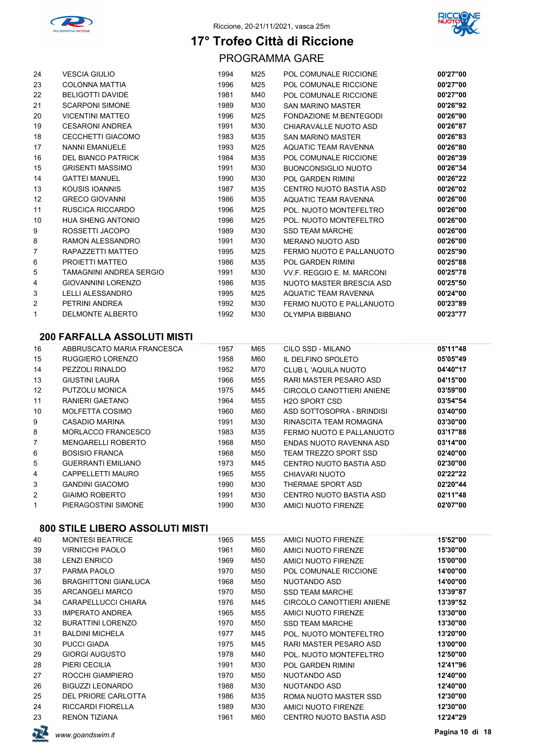Riccione, 20-21/11/2021, vasca 25m

# 17° Trofeo Città di Riccione

## PROGRAMMA GARE

| | | | | | |
|---|---|---|---|---|---|
| 24 | VESCIA GIULIO | 1994 | M25 | POL COMUNALE RICCIONE | **00'27"00** |
| 23 | COLONNA MATTIA | 1996 | M25 | POL COMUNALE RICCIONE | **00'27"00** |
| 22 | BELIGOTTI DAVIDE | 1981 | M40 | POL COMUNALE RICCIONE | **00'27"00** |
| 21 | SCARPONI SIMONE | 1989 | M30 | SAN MARINO MASTER | **00'26"92** |
| 20 | VICENTINI MATTEO | 1996 | M25 | FONDAZIONE M.BENTEGODI | **00'26"90** |
| 19 | CESARONI ANDREA | 1991 | M30 | CHIARAVALLE NUOTO ASD | **00'26"87** |
| 18 | CECCHETTI GIACOMO | 1983 | M35 | SAN MARINO MASTER | **00'26"83** |
| 17 | NANNI EMANUELE | 1993 | M25 | AQUATIC TEAM RAVENNA | **00'26"80** |
| 16 | DEL BIANCO PATRICK | 1984 | M35 | POL COMUNALE RICCIONE | **00'26"39** |
| 15 | GRISENTI MASSIMO | 1991 | M30 | BUONCONSIGLIO NUOTO | **00'26"34** |
| 14 | GATTEI MANUEL | 1990 | M30 | POL GARDEN RIMINI | **00'26"22** |
| 13 | KOUSIS IOANNIS | 1987 | M35 | CENTRO NUOTO BASTIA ASD | **00'26"02** |
| 12 | GRECO GIOVANNI | 1986 | M35 | AQUATIC TEAM RAVENNA | **00'26"00** |
| 11 | RUSCICA RICCARDO | 1996 | M25 | POL. NUOTO MONTEFELTRO | **00'26"00** |
| 10 | HUA SHENG ANTONIO | 1996 | M25 | POL. NUOTO MONTEFELTRO | **00'26"00** |
| 9 | ROSSETTI JACOPO | 1989 | M30 | SSD TEAM MARCHE | **00'26"00** |
| 8 | RAMON ALESSANDRO | 1991 | M30 | MERANO NUOTO ASD | **00'26"00** |
| 7 | RAPAZZETTI MATTEO | 1995 | M25 | FERMO NUOTO E PALLANUOTO | **00'25"90** |
| 6 | PROIETTI MATTEO | 1986 | M35 | POL GARDEN RIMINI | **00'25"88** |
| 5 | TAMAGNINI ANDREA SERGIO | 1991 | M30 | VV.F. REGGIO E. M. MARCONI | **00'25"78** |
| 4 | GIOVANNINI LORENZO | 1986 | M35 | NUOTO MASTER BRESCIA ASD | **00'25"50** |
| 3 | LELLI ALESSANDRO | 1995 | M25 | AQUATIC TEAM RAVENNA | **00'24"00** |
| 2 | PETRINI ANDREA | 1992 | M30 | FERMO NUOTO E PALLANUOTO | **00'23"89** |
| 1 | DELMONTE ALBERTO | 1992 | M30 | OLYMPIA BIBBIANO | **00'23"77** |

### 200 FARFALLA ASSOLUTI MISTI

| | | | | | |
|---|---|---|---|---|---|
| 16 | ABBRUSCATO MARIA FRANCESCA | 1957 | M65 | CILO SSD - MILANO | **05'11"48** |
| 15 | RUGGIERO LORENZO | 1958 | M60 | IL DELFINO SPOLETO | **05'05"49** |
| 14 | PEZZOLI RINALDO | 1952 | M70 | CLUB L 'AQUILA NUOTO | **04'40"17** |
| 13 | GIUSTINI LAURA | 1966 | M55 | RARI MASTER PESARO ASD | **04'15"00** |
| 12 | PUTZOLU MONICA | 1975 | M45 | CIRCOLO CANOTTIERI ANIENE | **03'59"00** |
| 11 | RANIERI GAETANO | 1964 | M55 | H2O SPORT CSD | **03'54"54** |
| 10 | MOLFETTA COSIMO | 1960 | M60 | ASD SOTTOSOPRA - BRINDISI | **03'40"00** |
| 9 | CASADIO MARINA | 1991 | M30 | RINASCITA TEAM ROMAGNA | **03'30"00** |
| 8 | MORLACCO FRANCESCO | 1983 | M35 | FERMO NUOTO E PALLANUOTO | **03'17"88** |
| 7 | MENGARELLI ROBERTO | 1968 | M50 | ENDAS NUOTO RAVENNA ASD | **03'14"00** |
| 6 | BOSISIO FRANCA | 1968 | M50 | TEAM TREZZO SPORT SSD | **02'40"00** |
| 5 | GUERRANTI EMILIANO | 1973 | M45 | CENTRO NUOTO BASTIA ASD | **02'30"00** |
| 4 | CAPPELLETTI MAURO | 1965 | M55 | CHIAVARI NUOTO | **02'22"22** |
| 3 | GANDINI GIACOMO | 1990 | M30 | THERMAE SPORT ASD | **02'20"44** |
| 2 | GIAIMO ROBERTO | 1991 | M30 | CENTRO NUOTO BASTIA ASD | **02'11"48** |
| 1 | PIERAGOSTINI SIMONE | 1990 | M30 | AMICI NUOTO FIRENZE | **02'07"00** |

### 800 STILE LIBERO ASSOLUTI MISTI

| | | | | | |
|---|---|---|---|---|---|
| 40 | MONTESI BEATRICE | 1965 | M55 | AMICI NUOTO FIRENZE | **15'52"00** |
| 39 | VIRNICCHI PAOLO | 1961 | M60 | AMICI NUOTO FIRENZE | **15'30"00** |
| 38 | LENZI ENRICO | 1969 | M50 | AMICI NUOTO FIRENZE | **15'00"00** |
| 37 | PARMA PAOLO | 1970 | M50 | POL COMUNALE RICCIONE | **14'00"00** |
| 36 | BRAGHITTONI GIANLUCA | 1968 | M50 | NUOTANDO ASD | **14'00"00** |
| 35 | ARCANGELI MARCO | 1970 | M50 | SSD TEAM MARCHE | **13'39"87** |
| 34 | CARAPELLUCCI CHIARA | 1976 | M45 | CIRCOLO CANOTTIERI ANIENE | **13'39"52** |
| 33 | IMPERATO ANDREA | 1965 | M55 | AMICI NUOTO FIRENZE | **13'30"00** |
| 32 | BURATTINI LORENZO | 1970 | M50 | SSD TEAM MARCHE | **13'30"00** |
| 31 | BALDINI MICHELA | 1977 | M45 | POL. NUOTO MONTEFELTRO | **13'20"00** |
| 30 | PUCCI GIADA | 1975 | M45 | RARI MASTER PESARO ASD | **13'00"00** |
| 29 | GIORGI AUGUSTO | 1978 | M40 | POL. NUOTO MONTEFELTRO | **12'50"00** |
| 28 | PIERI CECILIA | 1991 | M30 | POL GARDEN RIMINI | **12'41"96** |
| 27 | ROCCHI GIAMPIERO | 1970 | M50 | NUOTANDO ASD | **12'40"00** |
| 26 | BIGUZZI LEONARDO | 1988 | M30 | NUOTANDO ASD | **12'40"00** |
| 25 | DEL PRIORE CARLOTTA | 1986 | M35 | ROMA NUOTO MASTER SSD | **12'30"00** |
| 24 | RICCARDI FIORELLA | 1989 | M30 | AMICI NUOTO FIRENZE | **12'30"00** |
| 23 | RENON TIZIANA | 1961 | M60 | CENTRO NUOTO BASTIA ASD | **12'24"29** |

*www.goandswim.it*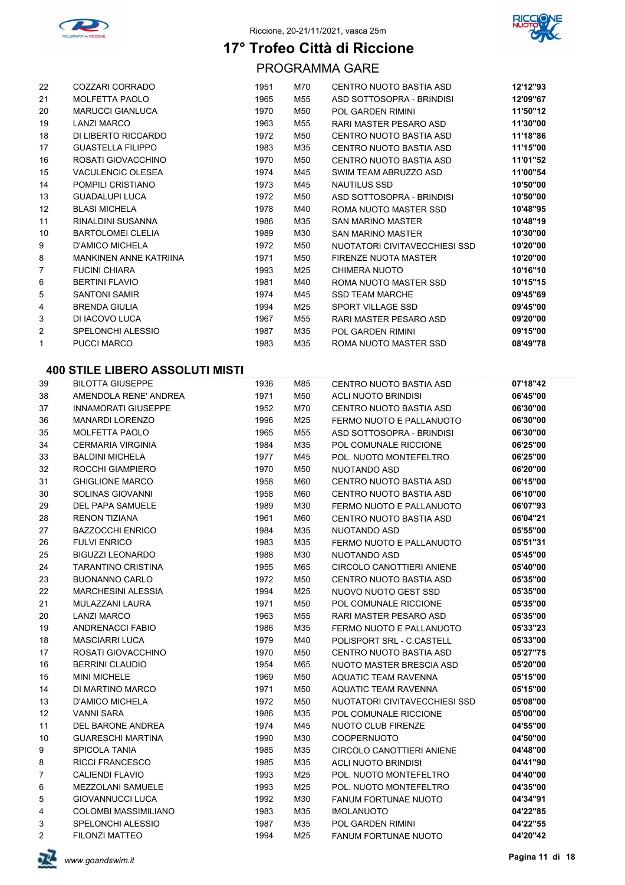# 17° Trofeo Città di Riccione

Riccione, 20-21/11/2021, vasca 25m

## PROGRAMMA GARE

| | | | | | |
|---|---|---|---|---|---|
| 22 | COZZARI CORRADO | 1951 | M70 | CENTRO NUOTO BASTIA ASD | 12'12"93 |
| 21 | MOLFETTA PAOLO | 1965 | M55 | ASD SOTTOSOPRA - BRINDISI | 12'09"67 |
| 20 | MARUCCI GIANLUCA | 1970 | M50 | POL GARDEN RIMINI | 11'50"12 |
| 19 | LANZI MARCO | 1963 | M55 | RARI MASTER PESARO ASD | 11'30"00 |
| 18 | DI LIBERTO RICCARDO | 1972 | M50 | CENTRO NUOTO BASTIA ASD | 11'18"86 |
| 17 | GUASTELLA FILIPPO | 1983 | M35 | CENTRO NUOTO BASTIA ASD | 11'15"00 |
| 16 | ROSATI GIOVACCHINO | 1970 | M50 | CENTRO NUOTO BASTIA ASD | 11'01"52 |
| 15 | VACULENCIC OLESEA | 1974 | M45 | SWIM TEAM ABRUZZO ASD | 11'00"54 |
| 14 | POMPILI CRISTIANO | 1973 | M45 | NAUTILUS SSD | 10'50"00 |
| 13 | GUADALUPI LUCA | 1972 | M50 | ASD SOTTOSOPRA - BRINDISI | 10'50"00 |
| 12 | BLASI MICHELA | 1978 | M40 | ROMA NUOTO MASTER SSD | 10'48"95 |
| 11 | RINALDINI SUSANNA | 1986 | M35 | SAN MARINO MASTER | 10'48"19 |
| 10 | BARTOLOMEI CLELIA | 1989 | M30 | SAN MARINO MASTER | 10'30"00 |
| 9 | D'AMICO MICHELA | 1972 | M50 | NUOTATORI CIVITAVECCHIESI SSD | 10'20"00 |
| 8 | MANKINEN ANNE KATRIINA | 1971 | M50 | FIRENZE NUOTA MASTER | 10'20"00 |
| 7 | FUCINI CHIARA | 1993 | M25 | CHIMERA NUOTO | 10'16"10 |
| 6 | BERTINI FLAVIO | 1981 | M40 | ROMA NUOTO MASTER SSD | 10'15"15 |
| 5 | SANTONI SAMIR | 1974 | M45 | SSD TEAM MARCHE | 09'45"69 |
| 4 | BRENDA GIULIA | 1994 | M25 | SPORT VILLAGE SSD | 09'45"00 |
| 3 | DI IACOVO LUCA | 1967 | M55 | RARI MASTER PESARO ASD | 09'20"00 |
| 2 | SPELONCHI ALESSIO | 1987 | M35 | POL GARDEN RIMINI | 09'15"00 |
| 1 | PUCCI MARCO | 1983 | M35 | ROMA NUOTO MASTER SSD | 08'49"78 |

### 400 STILE LIBERO ASSOLUTI MISTI

| | | | | | |
|---|---|---|---|---|---|
| 39 | BILOTTA GIUSEPPE | 1936 | M85 | CENTRO NUOTO BASTIA ASD | 07'18"42 |
| 38 | AMENDOLA RENE' ANDREA | 1971 | M50 | ACLI NUOTO BRINDISI | 06'45"00 |
| 37 | INNAMORATI GIUSEPPE | 1952 | M70 | CENTRO NUOTO BASTIA ASD | 06'30"00 |
| 36 | MANARDI LORENZO | 1996 | M25 | FERMO NUOTO E PALLANUOTO | 06'30"00 |
| 35 | MOLFETTA PAOLO | 1965 | M55 | ASD SOTTOSOPRA - BRINDISI | 06'30"00 |
| 34 | CERMARIA VIRGINIA | 1984 | M35 | POL COMUNALE RICCIONE | 06'25"00 |
| 33 | BALDINI MICHELA | 1977 | M45 | POL. NUOTO MONTEFELTRO | 06'25"00 |
| 32 | ROCCHI GIAMPIERO | 1970 | M50 | NUOTANDO ASD | 06'20"00 |
| 31 | GHIGLIONE MARCO | 1958 | M60 | CENTRO NUOTO BASTIA ASD | 06'15"00 |
| 30 | SOLINAS GIOVANNI | 1958 | M60 | CENTRO NUOTO BASTIA ASD | 06'10"00 |
| 29 | DEL PAPA SAMUELE | 1989 | M30 | FERMO NUOTO E PALLANUOTO | 06'07"93 |
| 28 | RENON TIZIANA | 1961 | M60 | CENTRO NUOTO BASTIA ASD | 06'04"21 |
| 27 | BAZZOCCHI ENRICO | 1984 | M35 | NUOTANDO ASD | 05'55"00 |
| 26 | FULVI ENRICO | 1983 | M35 | FERMO NUOTO E PALLANUOTO | 05'51"31 |
| 25 | BIGUZZI LEONARDO | 1988 | M30 | NUOTANDO ASD | 05'45"00 |
| 24 | TARANTINO CRISTINA | 1955 | M65 | CIRCOLO CANOTTIERI ANIENE | 05'40"00 |
| 23 | BUONANNO CARLO | 1972 | M50 | CENTRO NUOTO BASTIA ASD | 05'35"00 |
| 22 | MARCHESINI ALESSIA | 1994 | M25 | NUOVO NUOTO GEST SSD | 05'35"00 |
| 21 | MULAZZANI LAURA | 1971 | M50 | POL COMUNALE RICCIONE | 05'35"00 |
| 20 | LANZI MARCO | 1963 | M55 | RARI MASTER PESARO ASD | 05'35"00 |
| 19 | ANDRENACCI FABIO | 1986 | M35 | FERMO NUOTO E PALLANUOTO | 05'33"23 |
| 18 | MASCIARRI LUCA | 1979 | M40 | POLISPORT SRL - C.CASTELL | 05'33"00 |
| 17 | ROSATI GIOVACCHINO | 1970 | M50 | CENTRO NUOTO BASTIA ASD | 05'27"75 |
| 16 | BERRINI CLAUDIO | 1954 | M65 | NUOTO MASTER BRESCIA ASD | 05'20"00 |
| 15 | MINI MICHELE | 1969 | M50 | AQUATIC TEAM RAVENNA | 05'15"00 |
| 14 | DI MARTINO MARCO | 1971 | M50 | AQUATIC TEAM RAVENNA | 05'15"00 |
| 13 | D'AMICO MICHELA | 1972 | M50 | NUOTATORI CIVITAVECCHIESI SSD | 05'08"00 |
| 12 | VANNI SARA | 1986 | M35 | POL COMUNALE RICCIONE | 05'00"00 |
| 11 | DEL BARONE ANDREA | 1974 | M45 | NUOTO CLUB FIRENZE | 04'55"00 |
| 10 | GUARESCHI MARTINA | 1990 | M30 | COOPERNUOTO | 04'50"00 |
| 9 | SPICOLA TANIA | 1985 | M35 | CIRCOLO CANOTTIERI ANIENE | 04'48"00 |
| 8 | RICCI FRANCESCO | 1985 | M35 | ACLI NUOTO BRINDISI | 04'41"90 |
| 7 | CALIENDI FLAVIO | 1993 | M25 | POL. NUOTO MONTEFELTRO | 04'40"00 |
| 6 | MEZZOLANI SAMUELE | 1993 | M25 | POL. NUOTO MONTEFELTRO | 04'35"00 |
| 5 | GIOVANNUCCI LUCA | 1992 | M30 | FANUM FORTUNAE NUOTO | 04'34"91 |
| 4 | COLOMBI MASSIMILIANO | 1983 | M35 | IMOLANUOTO | 04'22"85 |
| 3 | SPELONCHI ALESSIO | 1987 | M35 | POL GARDEN RIMINI | 04'22"55 |
| 2 | FILONZI MATTEO | 1994 | M25 | FANUM FORTUNAE NUOTO | 04'20"42 |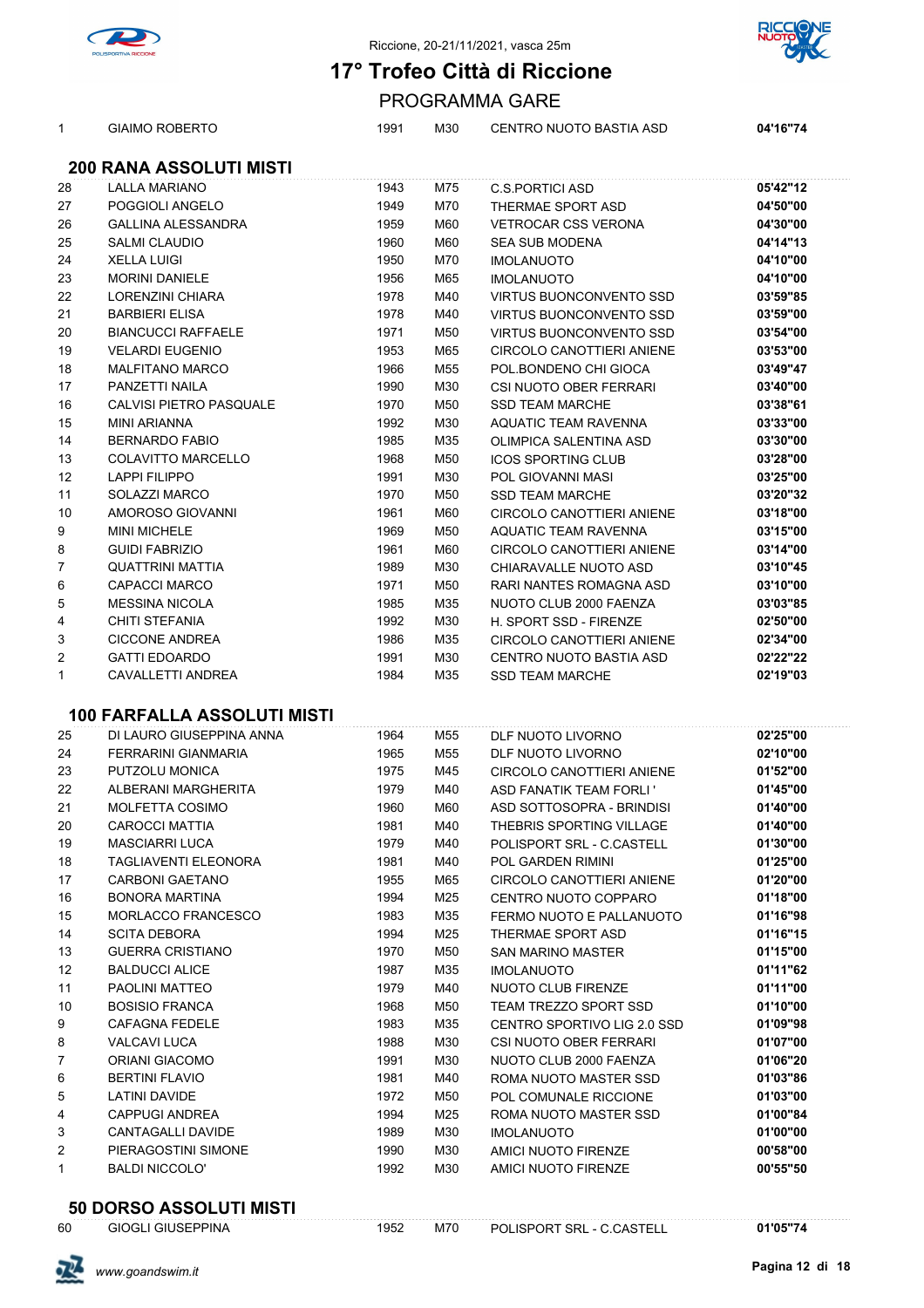# 17° Trofeo Città di Riccione

Riccione, 20-21/11/2021, vasca 25m

PROGRAMMA GARE

| | | | | | |
|---|---|---|---|---|---|
| 1 | GIAIMO ROBERTO | 1991 | M30 | CENTRO NUOTO BASTIA ASD | **04'16"74** |

## 200 RANA ASSOLUTI MISTI

| | | | | | |
|---|---|---|---|---|---|
| 28 | LALLA MARIANO | 1943 | M75 | C.S.PORTICI ASD | **05'42"12** |
| 27 | POGGIOLI ANGELO | 1949 | M70 | THERMAE SPORT ASD | **04'50"00** |
| 26 | GALLINA ALESSANDRA | 1959 | M60 | VETROCAR CSS VERONA | **04'30"00** |
| 25 | SALMI CLAUDIO | 1960 | M60 | SEA SUB MODENA | **04'14"13** |
| 24 | XELLA LUIGI | 1950 | M70 | IMOLANUOTO | **04'10"00** |
| 23 | MORINI DANIELE | 1956 | M65 | IMOLANUOTO | **04'10"00** |
| 22 | LORENZINI CHIARA | 1978 | M40 | VIRTUS BUONCONVENTO SSD | **03'59"85** |
| 21 | BARBIERI ELISA | 1978 | M40 | VIRTUS BUONCONVENTO SSD | **03'59"00** |
| 20 | BIANCUCCI RAFFAELE | 1971 | M50 | VIRTUS BUONCONVENTO SSD | **03'54"00** |
| 19 | VELARDI EUGENIO | 1953 | M65 | CIRCOLO CANOTTIERI ANIENE | **03'53"00** |
| 18 | MALFITANO MARCO | 1966 | M55 | POL.BONDENO CHI GIOCA | **03'49"47** |
| 17 | PANZETTI NAILA | 1990 | M30 | CSI NUOTO OBER FERRARI | **03'40"00** |
| 16 | CALVISI PIETRO PASQUALE | 1970 | M50 | SSD TEAM MARCHE | **03'38"61** |
| 15 | MINI ARIANNA | 1992 | M30 | AQUATIC TEAM RAVENNA | **03'33"00** |
| 14 | BERNARDO FABIO | 1985 | M35 | OLIMPICA SALENTINA ASD | **03'30"00** |
| 13 | COLAVITTO MARCELLO | 1968 | M50 | ICOS SPORTING CLUB | **03'28"00** |
| 12 | LAPPI FILIPPO | 1991 | M30 | POL GIOVANNI MASI | **03'25"00** |
| 11 | SOLAZZI MARCO | 1970 | M50 | SSD TEAM MARCHE | **03'20"32** |
| 10 | AMOROSO GIOVANNI | 1961 | M60 | CIRCOLO CANOTTIERI ANIENE | **03'18"00** |
| 9 | MINI MICHELE | 1969 | M50 | AQUATIC TEAM RAVENNA | **03'15"00** |
| 8 | GUIDI FABRIZIO | 1961 | M60 | CIRCOLO CANOTTIERI ANIENE | **03'14"00** |
| 7 | QUATTRINI MATTIA | 1989 | M30 | CHIARAVALLE NUOTO ASD | **03'10"45** |
| 6 | CAPACCI MARCO | 1971 | M50 | RARI NANTES ROMAGNA ASD | **03'10"00** |
| 5 | MESSINA NICOLA | 1985 | M35 | NUOTO CLUB 2000 FAENZA | **03'03"85** |
| 4 | CHITI STEFANIA | 1992 | M30 | H. SPORT SSD - FIRENZE | **02'50"00** |
| 3 | CICCONE ANDREA | 1986 | M35 | CIRCOLO CANOTTIERI ANIENE | **02'34"00** |
| 2 | GATTI EDOARDO | 1991 | M30 | CENTRO NUOTO BASTIA ASD | **02'22"22** |
| 1 | CAVALLETTI ANDREA | 1984 | M35 | SSD TEAM MARCHE | **02'19"03** |

## 100 FARFALLA ASSOLUTI MISTI

| | | | | | |
|---|---|---|---|---|---|
| 25 | DI LAURO GIUSEPPINA ANNA | 1964 | M55 | DLF NUOTO LIVORNO | **02'25"00** |
| 24 | FERRARINI GIANMARIA | 1965 | M55 | DLF NUOTO LIVORNO | **02'10"00** |
| 23 | PUTZOLU MONICA | 1975 | M45 | CIRCOLO CANOTTIERI ANIENE | **01'52"00** |
| 22 | ALBERANI MARGHERITA | 1979 | M40 | ASD FANATIK TEAM FORLI ' | **01'45"00** |
| 21 | MOLFETTA COSIMO | 1960 | M60 | ASD SOTTOSOPRA - BRINDISI | **01'40"00** |
| 20 | CAROCCI MATTIA | 1981 | M40 | THEBRIS SPORTING VILLAGE | **01'40"00** |
| 19 | MASCIARRI LUCA | 1979 | M40 | POLISPORT SRL - C.CASTELL | **01'30"00** |
| 18 | TAGLIAVENTI ELEONORA | 1981 | M40 | POL GARDEN RIMINI | **01'25"00** |
| 17 | CARBONI GAETANO | 1955 | M65 | CIRCOLO CANOTTIERI ANIENE | **01'20"00** |
| 16 | BONORA MARTINA | 1994 | M25 | CENTRO NUOTO COPPARO | **01'18"00** |
| 15 | MORLACCO FRANCESCO | 1983 | M35 | FERMO NUOTO E PALLANUOTO | **01'16"98** |
| 14 | SCITA DEBORA | 1994 | M25 | THERMAE SPORT ASD | **01'16"15** |
| 13 | GUERRA CRISTIANO | 1970 | M50 | SAN MARINO MASTER | **01'15"00** |
| 12 | BALDUCCI ALICE | 1987 | M35 | IMOLANUOTO | **01'11"62** |
| 11 | PAOLINI MATTEO | 1979 | M40 | NUOTO CLUB FIRENZE | **01'11"00** |
| 10 | BOSISIO FRANCA | 1968 | M50 | TEAM TREZZO SPORT SSD | **01'10"00** |
| 9 | CAFAGNA FEDELE | 1983 | M35 | CENTRO SPORTIVO LIG 2.0 SSD | **01'09"98** |
| 8 | VALCAVI LUCA | 1988 | M30 | CSI NUOTO OBER FERRARI | **01'07"00** |
| 7 | ORIANI GIACOMO | 1991 | M30 | NUOTO CLUB 2000 FAENZA | **01'06"20** |
| 6 | BERTINI FLAVIO | 1981 | M40 | ROMA NUOTO MASTER SSD | **01'03"86** |
| 5 | LATINI DAVIDE | 1972 | M50 | POL COMUNALE RICCIONE | **01'03"00** |
| 4 | CAPPUGI ANDREA | 1994 | M25 | ROMA NUOTO MASTER SSD | **01'00"84** |
| 3 | CANTAGALLI DAVIDE | 1989 | M30 | IMOLANUOTO | **01'00"00** |
| 2 | PIERAGOSTINI SIMONE | 1990 | M30 | AMICI NUOTO FIRENZE | **00'58"00** |
| 1 | BALDI NICCOLO' | 1992 | M30 | AMICI NUOTO FIRENZE | **00'55"50** |

## 50 DORSO ASSOLUTI MISTI

| | | | | | |
|---|---|---|---|---|---|
| 60 | GIOGLI GIUSEPPINA | 1952 | M70 | POLISPORT SRL - C.CASTELL | **01'05"74** |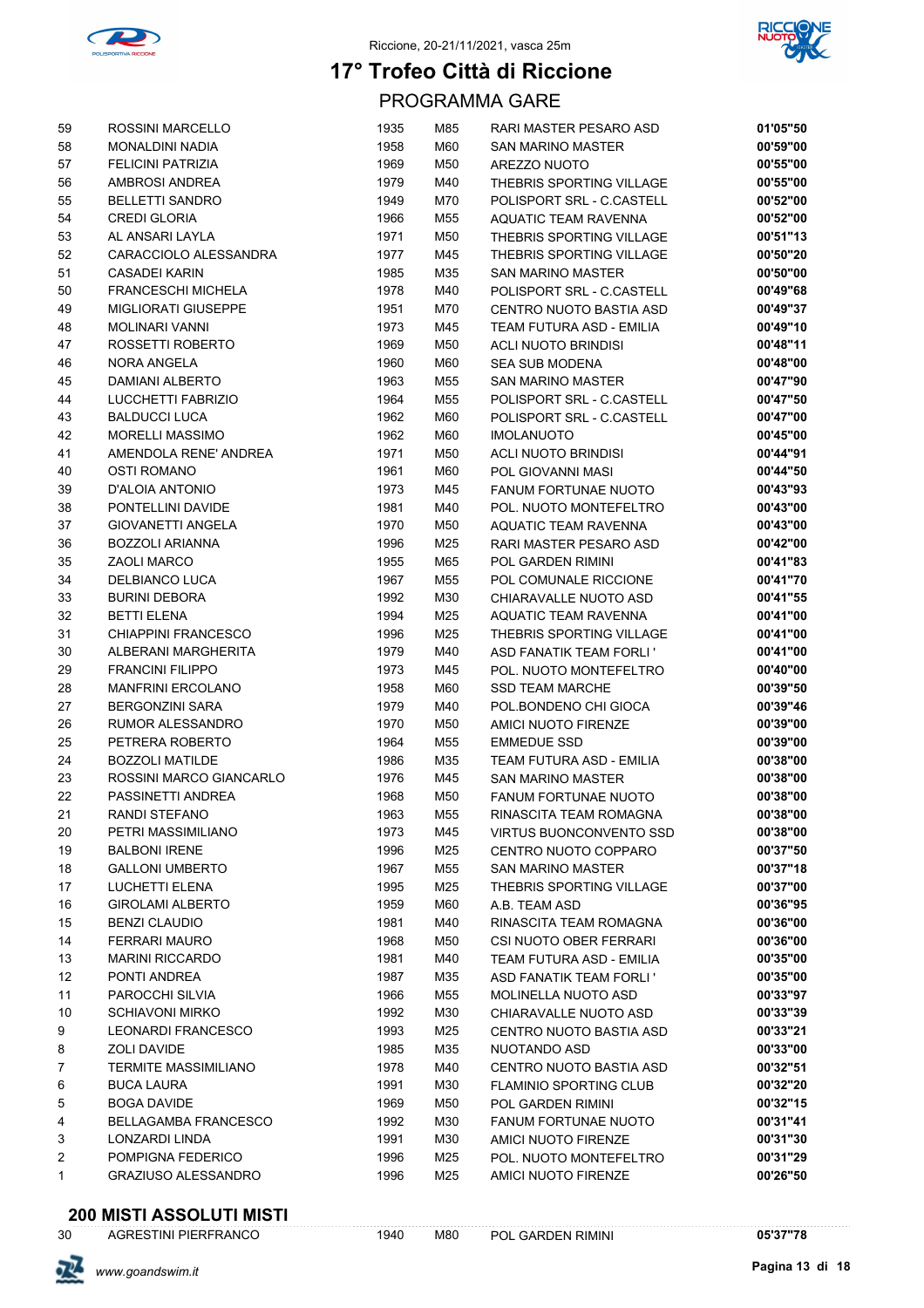# 17° Trofeo Città di Riccione

Riccione, 20-21/11/2021, vasca 25m

## PROGRAMMA GARE

| | | | | | |
|---|---|---|---|---|---|
| 59 | ROSSINI MARCELLO | 1935 | M85 | RARI MASTER PESARO ASD | **01'05"50** |
| 58 | MONALDINI NADIA | 1958 | M60 | SAN MARINO MASTER | **00'59"00** |
| 57 | FELICINI PATRIZIA | 1969 | M50 | AREZZO NUOTO | **00'55"00** |
| 56 | AMBROSI ANDREA | 1979 | M40 | THEBRIS SPORTING VILLAGE | **00'55"00** |
| 55 | BELLETTI SANDRO | 1949 | M70 | POLISPORT SRL - C.CASTELL | **00'52"00** |
| 54 | CREDI GLORIA | 1966 | M55 | AQUATIC TEAM RAVENNA | **00'52"00** |
| 53 | AL ANSARI LAYLA | 1971 | M50 | THEBRIS SPORTING VILLAGE | **00'51"13** |
| 52 | CARACCIOLO ALESSANDRA | 1977 | M45 | THEBRIS SPORTING VILLAGE | **00'50"20** |
| 51 | CASADEI KARIN | 1985 | M35 | SAN MARINO MASTER | **00'50"00** |
| 50 | FRANCESCHI MICHELA | 1978 | M40 | POLISPORT SRL - C.CASTELL | **00'49"68** |
| 49 | MIGLIORATI GIUSEPPE | 1951 | M70 | CENTRO NUOTO BASTIA ASD | **00'49"37** |
| 48 | MOLINARI VANNI | 1973 | M45 | TEAM FUTURA ASD - EMILIA | **00'49"10** |
| 47 | ROSSETTI ROBERTO | 1969 | M50 | ACLI NUOTO BRINDISI | **00'48"11** |
| 46 | NORA ANGELA | 1960 | M60 | SEA SUB MODENA | **00'48"00** |
| 45 | DAMIANI ALBERTO | 1963 | M55 | SAN MARINO MASTER | **00'47"90** |
| 44 | LUCCHETTI FABRIZIO | 1964 | M55 | POLISPORT SRL - C.CASTELL | **00'47"50** |
| 43 | BALDUCCI LUCA | 1962 | M60 | POLISPORT SRL - C.CASTELL | **00'47"00** |
| 42 | MORELLI MASSIMO | 1962 | M60 | IMOLANUOTO | **00'45"00** |
| 41 | AMENDOLA RENE' ANDREA | 1971 | M50 | ACLI NUOTO BRINDISI | **00'44"91** |
| 40 | OSTI ROMANO | 1961 | M60 | POL GIOVANNI MASI | **00'44"50** |
| 39 | D'ALOIA ANTONIO | 1973 | M45 | FANUM FORTUNAE NUOTO | **00'43"93** |
| 38 | PONTELLINI DAVIDE | 1981 | M40 | POL. NUOTO MONTEFELTRO | **00'43"00** |
| 37 | GIOVANETTI ANGELA | 1970 | M50 | AQUATIC TEAM RAVENNA | **00'43"00** |
| 36 | BOZZOLI ARIANNA | 1996 | M25 | RARI MASTER PESARO ASD | **00'42"00** |
| 35 | ZAOLI MARCO | 1955 | M65 | POL GARDEN RIMINI | **00'41"83** |
| 34 | DELBIANCO LUCA | 1967 | M55 | POL COMUNALE RICCIONE | **00'41"70** |
| 33 | BURINI DEBORA | 1992 | M30 | CHIARAVALLE NUOTO ASD | **00'41"55** |
| 32 | BETTI ELENA | 1994 | M25 | AQUATIC TEAM RAVENNA | **00'41"00** |
| 31 | CHIAPPINI FRANCESCO | 1996 | M25 | THEBRIS SPORTING VILLAGE | **00'41"00** |
| 30 | ALBERANI MARGHERITA | 1979 | M40 | ASD FANATIK TEAM FORLI ' | **00'41"00** |
| 29 | FRANCINI FILIPPO | 1973 | M45 | POL. NUOTO MONTEFELTRO | **00'40"00** |
| 28 | MANFRINI ERCOLANO | 1958 | M60 | SSD TEAM MARCHE | **00'39"50** |
| 27 | BERGONZINI SARA | 1979 | M40 | POL.BONDENO CHI GIOCA | **00'39"46** |
| 26 | RUMOR ALESSANDRO | 1970 | M50 | AMICI NUOTO FIRENZE | **00'39"00** |
| 25 | PETRERA ROBERTO | 1964 | M55 | EMMEDUE SSD | **00'39"00** |
| 24 | BOZZOLI MATILDE | 1986 | M35 | TEAM FUTURA ASD - EMILIA | **00'38"00** |
| 23 | ROSSINI MARCO GIANCARLO | 1976 | M45 | SAN MARINO MASTER | **00'38"00** |
| 22 | PASSINETTI ANDREA | 1968 | M50 | FANUM FORTUNAE NUOTO | **00'38"00** |
| 21 | RANDI STEFANO | 1963 | M55 | RINASCITA TEAM ROMAGNA | **00'38"00** |
| 20 | PETRI MASSIMILIANO | 1973 | M45 | VIRTUS BUONCONVENTO SSD | **00'38"00** |
| 19 | BALBONI IRENE | 1996 | M25 | CENTRO NUOTO COPPARO | **00'37"50** |
| 18 | GALLONI UMBERTO | 1967 | M55 | SAN MARINO MASTER | **00'37"18** |
| 17 | LUCHETTI ELENA | 1995 | M25 | THEBRIS SPORTING VILLAGE | **00'37"00** |
| 16 | GIROLAMI ALBERTO | 1959 | M60 | A.B. TEAM ASD | **00'36"95** |
| 15 | BENZI CLAUDIO | 1981 | M40 | RINASCITA TEAM ROMAGNA | **00'36"00** |
| 14 | FERRARI MAURO | 1968 | M50 | CSI NUOTO OBER FERRARI | **00'36"00** |
| 13 | MARINI RICCARDO | 1981 | M40 | TEAM FUTURA ASD - EMILIA | **00'35"00** |
| 12 | PONTI ANDREA | 1987 | M35 | ASD FANATIK TEAM FORLI ' | **00'35"00** |
| 11 | PAROCCHI SILVIA | 1966 | M55 | MOLINELLA NUOTO ASD | **00'33"97** |
| 10 | SCHIAVONI MIRKO | 1992 | M30 | CHIARAVALLE NUOTO ASD | **00'33"39** |
| 9 | LEONARDI FRANCESCO | 1993 | M25 | CENTRO NUOTO BASTIA ASD | **00'33"21** |
| 8 | ZOLI DAVIDE | 1985 | M35 | NUOTANDO ASD | **00'33"00** |
| 7 | TERMITE MASSIMILIANO | 1978 | M40 | CENTRO NUOTO BASTIA ASD | **00'32"51** |
| 6 | BUCA LAURA | 1991 | M30 | FLAMINIO SPORTING CLUB | **00'32"20** |
| 5 | BOGA DAVIDE | 1969 | M50 | POL GARDEN RIMINI | **00'32"15** |
| 4 | BELLAGAMBA FRANCESCO | 1992 | M30 | FANUM FORTUNAE NUOTO | **00'31"41** |
| 3 | LONZARDI LINDA | 1991 | M30 | AMICI NUOTO FIRENZE | **00'31"30** |
| 2 | POMPIGNA FEDERICO | 1996 | M25 | POL. NUOTO MONTEFELTRO | **00'31"29** |
| 1 | GRAZIUSO ALESSANDRO | 1996 | M25 | AMICI NUOTO FIRENZE | **00'26"50** |

### 200 MISTI ASSOLUTI MISTI

| | | | | | |
|---|---|---|---|---|---|
| 30 | AGRESTINI PIERFRANCO | 1940 | M80 | POL GARDEN RIMINI | **05'37"78** |

*www.goandswim.it*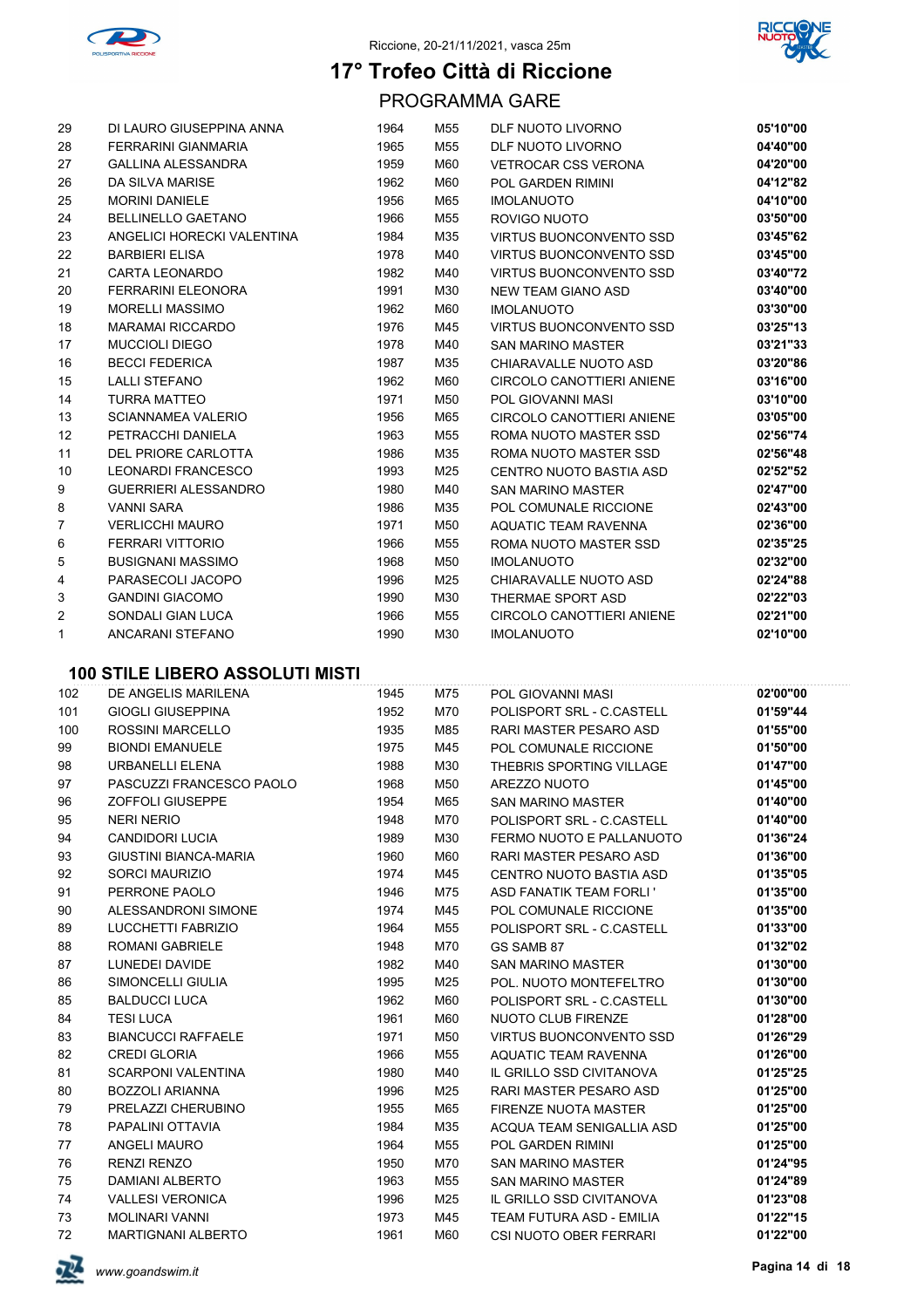Riccione, 20-21/11/2021, vasca 25m

# 17° Trofeo Città di Riccione

## PROGRAMMA GARE

| | | | | | |
|---|---|---|---|---|---|
| 29 | DI LAURO GIUSEPPINA ANNA | 1964 | M55 | DLF NUOTO LIVORNO | **05'10"00** |
| 28 | FERRARINI GIANMARIA | 1965 | M55 | DLF NUOTO LIVORNO | **04'40"00** |
| 27 | GALLINA ALESSANDRA | 1959 | M60 | VETROCAR CSS VERONA | **04'20"00** |
| 26 | DA SILVA MARISE | 1962 | M60 | POL GARDEN RIMINI | **04'12"82** |
| 25 | MORINI DANIELE | 1956 | M65 | IMOLANUOTO | **04'10"00** |
| 24 | BELLINELLO GAETANO | 1966 | M55 | ROVIGO NUOTO | **03'50"00** |
| 23 | ANGELICI HORECKI VALENTINA | 1984 | M35 | VIRTUS BUONCONVENTO SSD | **03'45"62** |
| 22 | BARBIERI ELISA | 1978 | M40 | VIRTUS BUONCONVENTO SSD | **03'45"00** |
| 21 | CARTA LEONARDO | 1982 | M40 | VIRTUS BUONCONVENTO SSD | **03'40"72** |
| 20 | FERRARINI ELEONORA | 1991 | M30 | NEW TEAM GIANO ASD | **03'40"00** |
| 19 | MORELLI MASSIMO | 1962 | M60 | IMOLANUOTO | **03'30"00** |
| 18 | MARAMAI RICCARDO | 1976 | M45 | VIRTUS BUONCONVENTO SSD | **03'25"13** |
| 17 | MUCCIOLI DIEGO | 1978 | M40 | SAN MARINO MASTER | **03'21"33** |
| 16 | BECCI FEDERICA | 1987 | M35 | CHIARAVALLE NUOTO ASD | **03'20"86** |
| 15 | LALLI STEFANO | 1962 | M60 | CIRCOLO CANOTTIERI ANIENE | **03'16"00** |
| 14 | TURRA MATTEO | 1971 | M50 | POL GIOVANNI MASI | **03'10"00** |
| 13 | SCIANNAMEA VALERIO | 1956 | M65 | CIRCOLO CANOTTIERI ANIENE | **03'05"00** |
| 12 | PETRACCHI DANIELA | 1963 | M55 | ROMA NUOTO MASTER SSD | **02'56"74** |
| 11 | DEL PRIORE CARLOTTA | 1986 | M35 | ROMA NUOTO MASTER SSD | **02'56"48** |
| 10 | LEONARDI FRANCESCO | 1993 | M25 | CENTRO NUOTO BASTIA ASD | **02'52"52** |
| 9 | GUERRIERI ALESSANDRO | 1980 | M40 | SAN MARINO MASTER | **02'47"00** |
| 8 | VANNI SARA | 1986 | M35 | POL COMUNALE RICCIONE | **02'43"00** |
| 7 | VERLICCHI MAURO | 1971 | M50 | AQUATIC TEAM RAVENNA | **02'36"00** |
| 6 | FERRARI VITTORIO | 1966 | M55 | ROMA NUOTO MASTER SSD | **02'35"25** |
| 5 | BUSIGNANI MASSIMO | 1968 | M50 | IMOLANUOTO | **02'32"00** |
| 4 | PARASECOLI JACOPO | 1996 | M25 | CHIARAVALLE NUOTO ASD | **02'24"88** |
| 3 | GANDINI GIACOMO | 1990 | M30 | THERMAE SPORT ASD | **02'22"03** |
| 2 | SONDALI GIAN LUCA | 1966 | M55 | CIRCOLO CANOTTIERI ANIENE | **02'21"00** |
| 1 | ANCARANI STEFANO | 1990 | M30 | IMOLANUOTO | **02'10"00** |

### 100 STILE LIBERO ASSOLUTI MISTI

| | | | | | |
|---|---|---|---|---|---|
| 102 | DE ANGELIS MARILENA | 1945 | M75 | POL GIOVANNI MASI | **02'00"00** |
| 101 | GIOGLI GIUSEPPINA | 1952 | M70 | POLISPORT SRL - C.CASTELL | **01'59"44** |
| 100 | ROSSINI MARCELLO | 1935 | M85 | RARI MASTER PESARO ASD | **01'55"00** |
| 99 | BIONDI EMANUELE | 1975 | M45 | POL COMUNALE RICCIONE | **01'50"00** |
| 98 | URBANELLI ELENA | 1988 | M30 | THEBRIS SPORTING VILLAGE | **01'47"00** |
| 97 | PASCUZZI FRANCESCO PAOLO | 1968 | M50 | AREZZO NUOTO | **01'45"00** |
| 96 | ZOFFOLI GIUSEPPE | 1954 | M65 | SAN MARINO MASTER | **01'40"00** |
| 95 | NERI NERIO | 1948 | M70 | POLISPORT SRL - C.CASTELL | **01'40"00** |
| 94 | CANDIDORI LUCIA | 1989 | M30 | FERMO NUOTO E PALLANUOTO | **01'36"24** |
| 93 | GIUSTINI BIANCA-MARIA | 1960 | M60 | RARI MASTER PESARO ASD | **01'36"00** |
| 92 | SORCI MAURIZIO | 1974 | M45 | CENTRO NUOTO BASTIA ASD | **01'35"05** |
| 91 | PERRONE PAOLO | 1946 | M75 | ASD FANATIK TEAM FORLI ' | **01'35"00** |
| 90 | ALESSANDRONI SIMONE | 1974 | M45 | POL COMUNALE RICCIONE | **01'35"00** |
| 89 | LUCCHETTI FABRIZIO | 1964 | M55 | POLISPORT SRL - C.CASTELL | **01'33"00** |
| 88 | ROMANI GABRIELE | 1948 | M70 | GS SAMB 87 | **01'32"02** |
| 87 | LUNEDEI DAVIDE | 1982 | M40 | SAN MARINO MASTER | **01'30"00** |
| 86 | SIMONCELLI GIULIA | 1995 | M25 | POL. NUOTO MONTEFELTRO | **01'30"00** |
| 85 | BALDUCCI LUCA | 1962 | M60 | POLISPORT SRL - C.CASTELL | **01'30"00** |
| 84 | TESI LUCA | 1961 | M60 | NUOTO CLUB FIRENZE | **01'28"00** |
| 83 | BIANCUCCI RAFFAELE | 1971 | M50 | VIRTUS BUONCONVENTO SSD | **01'26"29** |
| 82 | CREDI GLORIA | 1966 | M55 | AQUATIC TEAM RAVENNA | **01'26"00** |
| 81 | SCARPONI VALENTINA | 1980 | M40 | IL GRILLO SSD CIVITANOVA | **01'25"25** |
| 80 | BOZZOLI ARIANNA | 1996 | M25 | RARI MASTER PESARO ASD | **01'25"00** |
| 79 | PRELAZZI CHERUBINO | 1955 | M65 | FIRENZE NUOTA MASTER | **01'25"00** |
| 78 | PAPALINI OTTAVIA | 1984 | M35 | ACQUA TEAM SENIGALLIA ASD | **01'25"00** |
| 77 | ANGELI MAURO | 1964 | M55 | POL GARDEN RIMINI | **01'25"00** |
| 76 | RENZI RENZO | 1950 | M70 | SAN MARINO MASTER | **01'24"95** |
| 75 | DAMIANI ALBERTO | 1963 | M55 | SAN MARINO MASTER | **01'24"89** |
| 74 | VALLESI VERONICA | 1996 | M25 | IL GRILLO SSD CIVITANOVA | **01'23"08** |
| 73 | MOLINARI VANNI | 1973 | M45 | TEAM FUTURA ASD - EMILIA | **01'22"15** |
| 72 | MARTIGNANI ALBERTO | 1961 | M60 | CSI NUOTO OBER FERRARI | **01'22"00** |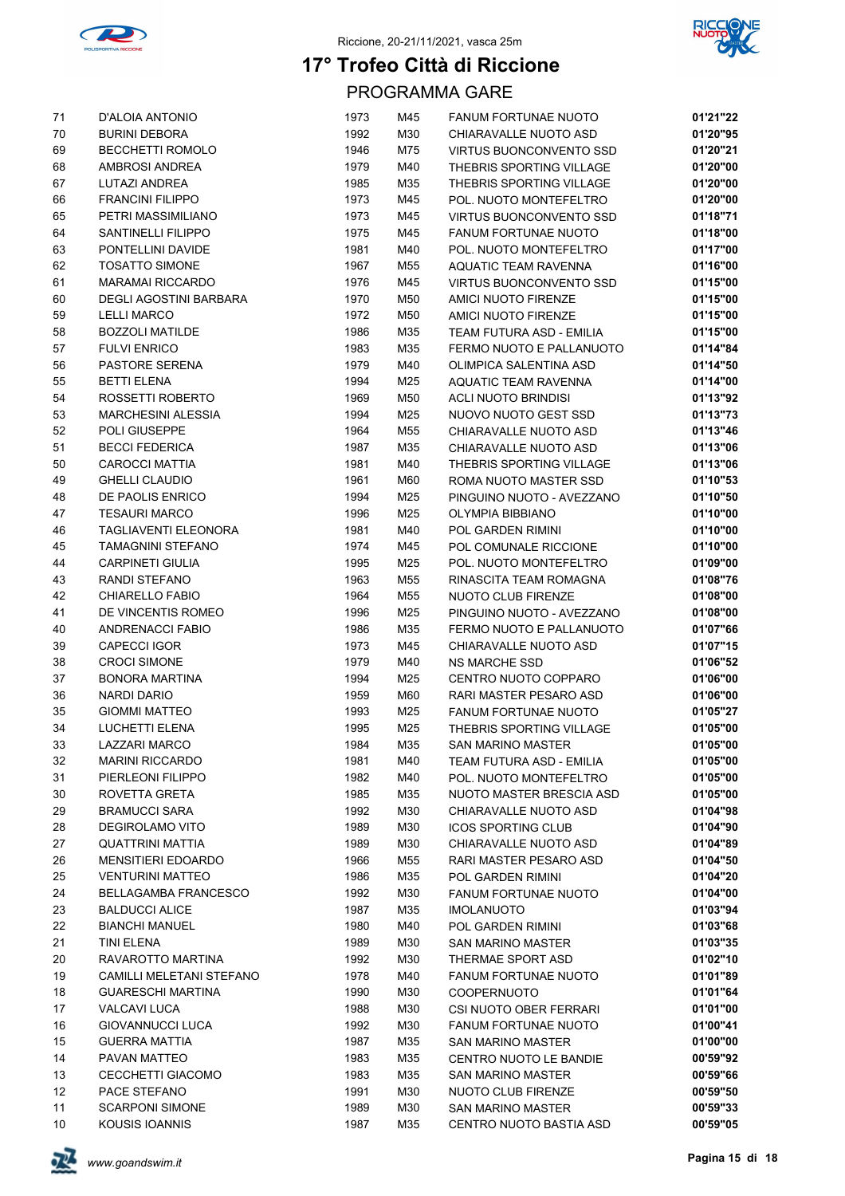Riccione, 20-21/11/2021, vasca 25m

# 17° Trofeo Città di Riccione

## PROGRAMMA GARE

| | | | | | |
|---|---|---|---|---|---|
| 71 | D'ALOIA ANTONIO | 1973 | M45 | FANUM FORTUNAE NUOTO | **01'21"22** |
| 70 | BURINI DEBORA | 1992 | M30 | CHIARAVALLE NUOTO ASD | **01'20"95** |
| 69 | BECCHETTI ROMOLO | 1946 | M75 | VIRTUS BUONCONVENTO SSD | **01'20"21** |
| 68 | AMBROSI ANDREA | 1979 | M40 | THEBRIS SPORTING VILLAGE | **01'20"00** |
| 67 | LUTAZI ANDREA | 1985 | M35 | THEBRIS SPORTING VILLAGE | **01'20"00** |
| 66 | FRANCINI FILIPPO | 1973 | M45 | POL. NUOTO MONTEFELTRO | **01'20"00** |
| 65 | PETRI MASSIMILIANO | 1973 | M45 | VIRTUS BUONCONVENTO SSD | **01'18"71** |
| 64 | SANTINELLI FILIPPO | 1975 | M45 | FANUM FORTUNAE NUOTO | **01'18"00** |
| 63 | PONTELLINI DAVIDE | 1981 | M40 | POL. NUOTO MONTEFELTRO | **01'17"00** |
| 62 | TOSATTO SIMONE | 1967 | M55 | AQUATIC TEAM RAVENNA | **01'16"00** |
| 61 | MARAMAI RICCARDO | 1976 | M45 | VIRTUS BUONCONVENTO SSD | **01'15"00** |
| 60 | DEGLI AGOSTINI BARBARA | 1970 | M50 | AMICI NUOTO FIRENZE | **01'15"00** |
| 59 | LELLI MARCO | 1972 | M50 | AMICI NUOTO FIRENZE | **01'15"00** |
| 58 | BOZZOLI MATILDE | 1986 | M35 | TEAM FUTURA ASD - EMILIA | **01'15"00** |
| 57 | FULVI ENRICO | 1983 | M35 | FERMO NUOTO E PALLANUOTO | **01'14"84** |
| 56 | PASTORE SERENA | 1979 | M40 | OLIMPICA SALENTINA ASD | **01'14"50** |
| 55 | BETTI ELENA | 1994 | M25 | AQUATIC TEAM RAVENNA | **01'14"00** |
| 54 | ROSSETTI ROBERTO | 1969 | M50 | ACLI NUOTO BRINDISI | **01'13"92** |
| 53 | MARCHESINI ALESSIA | 1994 | M25 | NUOVO NUOTO GEST SSD | **01'13"73** |
| 52 | POLI GIUSEPPE | 1964 | M55 | CHIARAVALLE NUOTO ASD | **01'13"46** |
| 51 | BECCI FEDERICA | 1987 | M35 | CHIARAVALLE NUOTO ASD | **01'13"06** |
| 50 | CAROCCI MATTIA | 1981 | M40 | THEBRIS SPORTING VILLAGE | **01'13"06** |
| 49 | GHELLI CLAUDIO | 1961 | M60 | ROMA NUOTO MASTER SSD | **01'10"53** |
| 48 | DE PAOLIS ENRICO | 1994 | M25 | PINGUINO NUOTO - AVEZZANO | **01'10"50** |
| 47 | TESAURI MARCO | 1996 | M25 | OLYMPIA BIBBIANO | **01'10"00** |
| 46 | TAGLIAVENTI ELEONORA | 1981 | M40 | POL GARDEN RIMINI | **01'10"00** |
| 45 | TAMAGNINI STEFANO | 1974 | M45 | POL COMUNALE RICCIONE | **01'10"00** |
| 44 | CARPINETI GIULIA | 1995 | M25 | POL. NUOTO MONTEFELTRO | **01'09"00** |
| 43 | RANDI STEFANO | 1963 | M55 | RINASCITA TEAM ROMAGNA | **01'08"76** |
| 42 | CHIARELLO FABIO | 1964 | M55 | NUOTO CLUB FIRENZE | **01'08"00** |
| 41 | DE VINCENTIS ROMEO | 1996 | M25 | PINGUINO NUOTO - AVEZZANO | **01'08"00** |
| 40 | ANDRENACCI FABIO | 1986 | M35 | FERMO NUOTO E PALLANUOTO | **01'07"66** |
| 39 | CAPECCI IGOR | 1973 | M45 | CHIARAVALLE NUOTO ASD | **01'07"15** |
| 38 | CROCI SIMONE | 1979 | M40 | NS MARCHE SSD | **01'06"52** |
| 37 | BONORA MARTINA | 1994 | M25 | CENTRO NUOTO COPPARO | **01'06"00** |
| 36 | NARDI DARIO | 1959 | M60 | RARI MASTER PESARO ASD | **01'06"00** |
| 35 | GIOMMI MATTEO | 1993 | M25 | FANUM FORTUNAE NUOTO | **01'05"27** |
| 34 | LUCHETTI ELENA | 1995 | M25 | THEBRIS SPORTING VILLAGE | **01'05"00** |
| 33 | LAZZARI MARCO | 1984 | M35 | SAN MARINO MASTER | **01'05"00** |
| 32 | MARINI RICCARDO | 1981 | M40 | TEAM FUTURA ASD - EMILIA | **01'05"00** |
| 31 | PIERLEONI FILIPPO | 1982 | M40 | POL. NUOTO MONTEFELTRO | **01'05"00** |
| 30 | ROVETTA GRETA | 1985 | M35 | NUOTO MASTER BRESCIA ASD | **01'05"00** |
| 29 | BRAMUCCI SARA | 1992 | M30 | CHIARAVALLE NUOTO ASD | **01'04"98** |
| 28 | DEGIROLAMO VITO | 1989 | M30 | ICOS SPORTING CLUB | **01'04"90** |
| 27 | QUATTRINI MATTIA | 1989 | M30 | CHIARAVALLE NUOTO ASD | **01'04"89** |
| 26 | MENSITIERI EDOARDO | 1966 | M55 | RARI MASTER PESARO ASD | **01'04"50** |
| 25 | VENTURINI MATTEO | 1986 | M35 | POL GARDEN RIMINI | **01'04"20** |
| 24 | BELLAGAMBA FRANCESCO | 1992 | M30 | FANUM FORTUNAE NUOTO | **01'04"00** |
| 23 | BALDUCCI ALICE | 1987 | M35 | IMOLANUOTO | **01'03"94** |
| 22 | BIANCHI MANUEL | 1980 | M40 | POL GARDEN RIMINI | **01'03"68** |
| 21 | TINI ELENA | 1989 | M30 | SAN MARINO MASTER | **01'03"35** |
| 20 | RAVAROTTO MARTINA | 1992 | M30 | THERMAE SPORT ASD | **01'02"10** |
| 19 | CAMILLI MELETANI STEFANO | 1978 | M40 | FANUM FORTUNAE NUOTO | **01'01"89** |
| 18 | GUARESCHI MARTINA | 1990 | M30 | COOPERNUOTO | **01'01"64** |
| 17 | VALCAVI LUCA | 1988 | M30 | CSI NUOTO OBER FERRARI | **01'01"00** |
| 16 | GIOVANNUCCI LUCA | 1992 | M30 | FANUM FORTUNAE NUOTO | **01'00"41** |
| 15 | GUERRA MATTIA | 1987 | M35 | SAN MARINO MASTER | **01'00"00** |
| 14 | PAVAN MATTEO | 1983 | M35 | CENTRO NUOTO LE BANDIE | **00'59"92** |
| 13 | CECCHETTI GIACOMO | 1983 | M35 | SAN MARINO MASTER | **00'59"66** |
| 12 | PACE STEFANO | 1991 | M30 | NUOTO CLUB FIRENZE | **00'59"50** |
| 11 | SCARPONI SIMONE | 1989 | M30 | SAN MARINO MASTER | **00'59"33** |
| 10 | KOUSIS IOANNIS | 1987 | M35 | CENTRO NUOTO BASTIA ASD | **00'59"05** |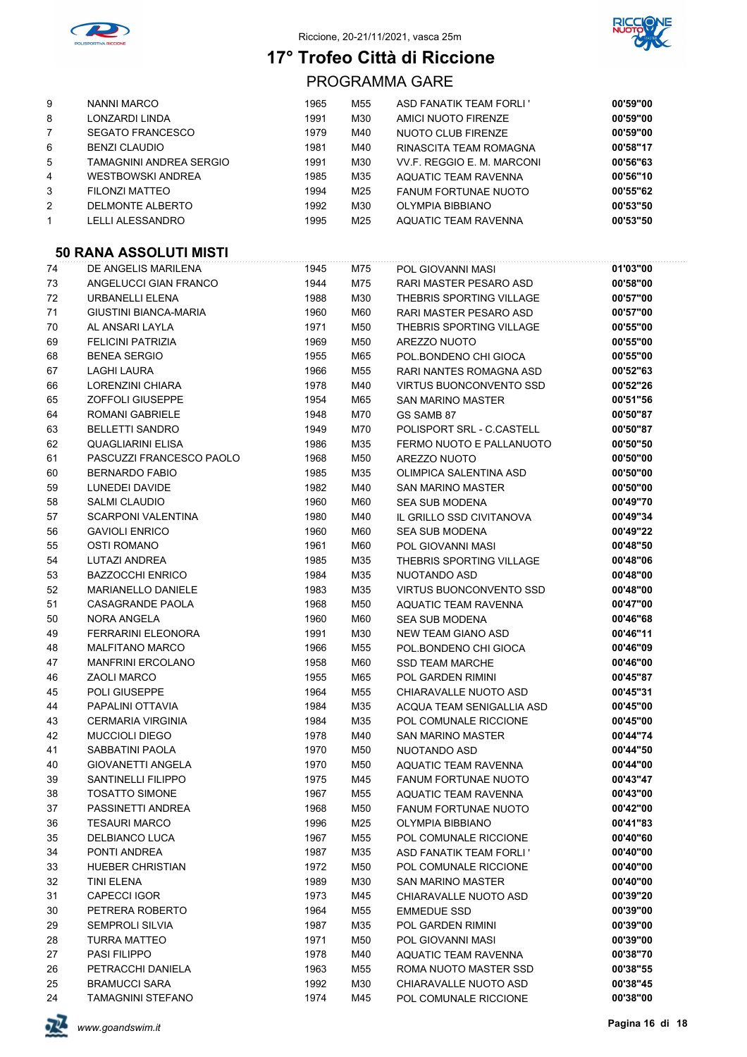# 17° Trofeo Città di Riccione

Riccione, 20-21/11/2021, vasca 25m

## PROGRAMMA GARE

| | | | | | |
|---|---|---|---|---|---|
| 9 | NANNI MARCO | 1965 | M55 | ASD FANATIK TEAM FORLI ' | 00'59"00 |
| 8 | LONZARDI LINDA | 1991 | M30 | AMICI NUOTO FIRENZE | 00'59"00 |
| 7 | SEGATO FRANCESCO | 1979 | M40 | NUOTO CLUB FIRENZE | 00'59"00 |
| 6 | BENZI CLAUDIO | 1981 | M40 | RINASCITA TEAM ROMAGNA | 00'58"17 |
| 5 | TAMAGNINI ANDREA SERGIO | 1991 | M30 | VV.F. REGGIO E. M. MARCONI | 00'56"63 |
| 4 | WESTBOWSKI ANDREA | 1985 | M35 | AQUATIC TEAM RAVENNA | 00'56"10 |
| 3 | FILONZI MATTEO | 1994 | M25 | FANUM FORTUNAE NUOTO | 00'55"62 |
| 2 | DELMONTE ALBERTO | 1992 | M30 | OLYMPIA BIBBIANO | 00'53"50 |
| 1 | LELLI ALESSANDRO | 1995 | M25 | AQUATIC TEAM RAVENNA | 00'53"50 |

### 50 RANA ASSOLUTI MISTI

| | | | | | |
|---|---|---|---|---|---|
| 74 | DE ANGELIS MARILENA | 1945 | M75 | POL GIOVANNI MASI | 01'03"00 |
| 73 | ANGELUCCI GIAN FRANCO | 1944 | M75 | RARI MASTER PESARO ASD | 00'58"00 |
| 72 | URBANELLI ELENA | 1988 | M30 | THEBRIS SPORTING VILLAGE | 00'57"00 |
| 71 | GIUSTINI BIANCA-MARIA | 1960 | M60 | RARI MASTER PESARO ASD | 00'57"00 |
| 70 | AL ANSARI LAYLA | 1971 | M50 | THEBRIS SPORTING VILLAGE | 00'55"00 |
| 69 | FELICINI PATRIZIA | 1969 | M50 | AREZZO NUOTO | 00'55"00 |
| 68 | BENEA SERGIO | 1955 | M65 | POL.BONDENO CHI GIOCA | 00'55"00 |
| 67 | LAGHI LAURA | 1966 | M55 | RARI NANTES ROMAGNA ASD | 00'52"63 |
| 66 | LORENZINI CHIARA | 1978 | M40 | VIRTUS BUONCONVENTO SSD | 00'52"26 |
| 65 | ZOFFOLI GIUSEPPE | 1954 | M65 | SAN MARINO MASTER | 00'51"56 |
| 64 | ROMANI GABRIELE | 1948 | M70 | GS SAMB 87 | 00'50"87 |
| 63 | BELLETTI SANDRO | 1949 | M70 | POLISPORT SRL - C.CASTELL | 00'50"87 |
| 62 | QUAGLIARINI ELISA | 1986 | M35 | FERMO NUOTO E PALLANUOTO | 00'50"50 |
| 61 | PASCUZZI FRANCESCO PAOLO | 1968 | M50 | AREZZO NUOTO | 00'50"00 |
| 60 | BERNARDO FABIO | 1985 | M35 | OLIMPICA SALENTINA ASD | 00'50"00 |
| 59 | LUNEDEI DAVIDE | 1982 | M40 | SAN MARINO MASTER | 00'50"00 |
| 58 | SALMI CLAUDIO | 1960 | M60 | SEA SUB MODENA | 00'49"70 |
| 57 | SCARPONI VALENTINA | 1980 | M40 | IL GRILLO SSD CIVITANOVA | 00'49"34 |
| 56 | GAVIOLI ENRICO | 1960 | M60 | SEA SUB MODENA | 00'49"22 |
| 55 | OSTI ROMANO | 1961 | M60 | POL GIOVANNI MASI | 00'48"50 |
| 54 | LUTAZI ANDREA | 1985 | M35 | THEBRIS SPORTING VILLAGE | 00'48"06 |
| 53 | BAZZOCCHI ENRICO | 1984 | M35 | NUOTANDO ASD | 00'48"00 |
| 52 | MARIANELLO DANIELE | 1983 | M35 | VIRTUS BUONCONVENTO SSD | 00'48"00 |
| 51 | CASAGRANDE PAOLA | 1968 | M50 | AQUATIC TEAM RAVENNA | 00'47"00 |
| 50 | NORA ANGELA | 1960 | M60 | SEA SUB MODENA | 00'46"68 |
| 49 | FERRARINI ELEONORA | 1991 | M30 | NEW TEAM GIANO ASD | 00'46"11 |
| 48 | MALFITANO MARCO | 1966 | M55 | POL.BONDENO CHI GIOCA | 00'46"09 |
| 47 | MANFRINI ERCOLANO | 1958 | M60 | SSD TEAM MARCHE | 00'46"00 |
| 46 | ZAOLI MARCO | 1955 | M65 | POL GARDEN RIMINI | 00'45"87 |
| 45 | POLI GIUSEPPE | 1964 | M55 | CHIARAVALLE NUOTO ASD | 00'45"31 |
| 44 | PAPALINI OTTAVIA | 1984 | M35 | ACQUA TEAM SENIGALLIA ASD | 00'45"00 |
| 43 | CERMARIA VIRGINIA | 1984 | M35 | POL COMUNALE RICCIONE | 00'45"00 |
| 42 | MUCCIOLI DIEGO | 1978 | M40 | SAN MARINO MASTER | 00'44"74 |
| 41 | SABBATINI PAOLA | 1970 | M50 | NUOTANDO ASD | 00'44"50 |
| 40 | GIOVANETTI ANGELA | 1970 | M50 | AQUATIC TEAM RAVENNA | 00'44"00 |
| 39 | SANTINELLI FILIPPO | 1975 | M45 | FANUM FORTUNAE NUOTO | 00'43"47 |
| 38 | TOSATTO SIMONE | 1967 | M55 | AQUATIC TEAM RAVENNA | 00'43"00 |
| 37 | PASSINETTI ANDREA | 1968 | M50 | FANUM FORTUNAE NUOTO | 00'42"00 |
| 36 | TESAURI MARCO | 1996 | M25 | OLYMPIA BIBBIANO | 00'41"83 |
| 35 | DELBIANCO LUCA | 1967 | M55 | POL COMUNALE RICCIONE | 00'40"60 |
| 34 | PONTI ANDREA | 1987 | M35 | ASD FANATIK TEAM FORLI ' | 00'40"00 |
| 33 | HUEBER CHRISTIAN | 1972 | M50 | POL COMUNALE RICCIONE | 00'40"00 |
| 32 | TINI ELENA | 1989 | M30 | SAN MARINO MASTER | 00'40"00 |
| 31 | CAPECCI IGOR | 1973 | M45 | CHIARAVALLE NUOTO ASD | 00'39"20 |
| 30 | PETRERA ROBERTO | 1964 | M55 | EMMEDUE SSD | 00'39"00 |
| 29 | SEMPROLI SILVIA | 1987 | M35 | POL GARDEN RIMINI | 00'39"00 |
| 28 | TURRA MATTEO | 1971 | M50 | POL GIOVANNI MASI | 00'39"00 |
| 27 | PASI FILIPPO | 1978 | M40 | AQUATIC TEAM RAVENNA | 00'38"70 |
| 26 | PETRACCHI DANIELA | 1963 | M55 | ROMA NUOTO MASTER SSD | 00'38"55 |
| 25 | BRAMUCCI SARA | 1992 | M30 | CHIARAVALLE NUOTO ASD | 00'38"45 |
| 24 | TAMAGNINI STEFANO | 1974 | M45 | POL COMUNALE RICCIONE | 00'38"00 |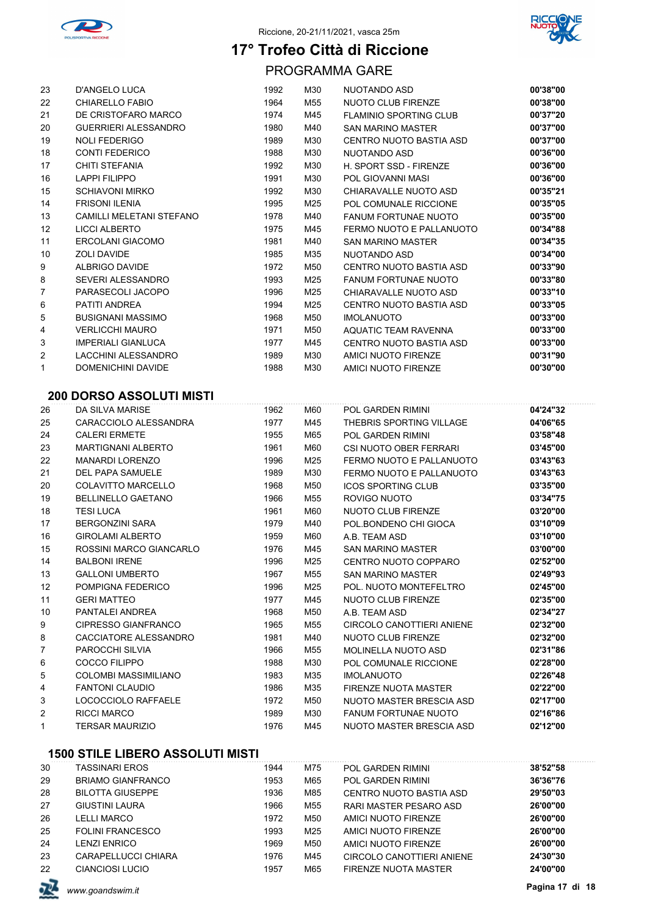# 17° Trofeo Città di Riccione

Riccione, 20-21/11/2021, vasca 25m

## PROGRAMMA GARE

| | | | | | |
|---|---|---|---|---|---|
| 23 | D'ANGELO LUCA | 1992 | M30 | NUOTANDO ASD | **00'38"00** |
| 22 | CHIARELLO FABIO | 1964 | M55 | NUOTO CLUB FIRENZE | **00'38"00** |
| 21 | DE CRISTOFARO MARCO | 1974 | M45 | FLAMINIO SPORTING CLUB | **00'37"20** |
| 20 | GUERRIERI ALESSANDRO | 1980 | M40 | SAN MARINO MASTER | **00'37"00** |
| 19 | NOLI FEDERIGO | 1989 | M30 | CENTRO NUOTO BASTIA ASD | **00'37"00** |
| 18 | CONTI FEDERICO | 1988 | M30 | NUOTANDO ASD | **00'36"00** |
| 17 | CHITI STEFANIA | 1992 | M30 | H. SPORT SSD - FIRENZE | **00'36"00** |
| 16 | LAPPI FILIPPO | 1991 | M30 | POL GIOVANNI MASI | **00'36"00** |
| 15 | SCHIAVONI MIRKO | 1992 | M30 | CHIARAVALLE NUOTO ASD | **00'35"21** |
| 14 | FRISONI ILENIA | 1995 | M25 | POL COMUNALE RICCIONE | **00'35"05** |
| 13 | CAMILLI MELETANI STEFANO | 1978 | M40 | FANUM FORTUNAE NUOTO | **00'35"00** |
| 12 | LICCI ALBERTO | 1975 | M45 | FERMO NUOTO E PALLANUOTO | **00'34"88** |
| 11 | ERCOLANI GIACOMO | 1981 | M40 | SAN MARINO MASTER | **00'34"35** |
| 10 | ZOLI DAVIDE | 1985 | M35 | NUOTANDO ASD | **00'34"00** |
| 9 | ALBRIGO DAVIDE | 1972 | M50 | CENTRO NUOTO BASTIA ASD | **00'33"90** |
| 8 | SEVERI ALESSANDRO | 1993 | M25 | FANUM FORTUNAE NUOTO | **00'33"80** |
| 7 | PARASECOLI JACOPO | 1996 | M25 | CHIARAVALLE NUOTO ASD | **00'33"10** |
| 6 | PATITI ANDREA | 1994 | M25 | CENTRO NUOTO BASTIA ASD | **00'33"05** |
| 5 | BUSIGNANI MASSIMO | 1968 | M50 | IMOLANUOTO | **00'33"00** |
| 4 | VERLICCHI MAURO | 1971 | M50 | AQUATIC TEAM RAVENNA | **00'33"00** |
| 3 | IMPERIALI GIANLUCA | 1977 | M45 | CENTRO NUOTO BASTIA ASD | **00'33"00** |
| 2 | LACCHINI ALESSANDRO | 1989 | M30 | AMICI NUOTO FIRENZE | **00'31"90** |
| 1 | DOMENICHINI DAVIDE | 1988 | M30 | AMICI NUOTO FIRENZE | **00'30"00** |

### 200 DORSO ASSOLUTI MISTI

| | | | | | |
|---|---|---|---|---|---|
| 26 | DA SILVA MARISE | 1962 | M60 | POL GARDEN RIMINI | **04'24"32** |
| 25 | CARACCIOLO ALESSANDRA | 1977 | M45 | THEBRIS SPORTING VILLAGE | **04'06"65** |
| 24 | CALERI ERMETE | 1955 | M65 | POL GARDEN RIMINI | **03'58"48** |
| 23 | MARTIGNANI ALBERTO | 1961 | M60 | CSI NUOTO OBER FERRARI | **03'45"00** |
| 22 | MANARDI LORENZO | 1996 | M25 | FERMO NUOTO E PALLANUOTO | **03'43"63** |
| 21 | DEL PAPA SAMUELE | 1989 | M30 | FERMO NUOTO E PALLANUOTO | **03'43"63** |
| 20 | COLAVITTO MARCELLO | 1968 | M50 | ICOS SPORTING CLUB | **03'35"00** |
| 19 | BELLINELLO GAETANO | 1966 | M55 | ROVIGO NUOTO | **03'34"75** |
| 18 | TESI LUCA | 1961 | M60 | NUOTO CLUB FIRENZE | **03'20"00** |
| 17 | BERGONZINI SARA | 1979 | M40 | POL.BONDENO CHI GIOCA | **03'10"09** |
| 16 | GIROLAMI ALBERTO | 1959 | M60 | A.B. TEAM ASD | **03'10"00** |
| 15 | ROSSINI MARCO GIANCARLO | 1976 | M45 | SAN MARINO MASTER | **03'00"00** |
| 14 | BALBONI IRENE | 1996 | M25 | CENTRO NUOTO COPPARO | **02'52"00** |
| 13 | GALLONI UMBERTO | 1967 | M55 | SAN MARINO MASTER | **02'49"93** |
| 12 | POMPIGNA FEDERICO | 1996 | M25 | POL. NUOTO MONTEFELTRO | **02'45"00** |
| 11 | GERI MATTEO | 1977 | M45 | NUOTO CLUB FIRENZE | **02'35"00** |
| 10 | PANTALEI ANDREA | 1968 | M50 | A.B. TEAM ASD | **02'34"27** |
| 9 | CIPRESSO GIANFRANCO | 1965 | M55 | CIRCOLO CANOTTIERI ANIENE | **02'32"00** |
| 8 | CACCIATORE ALESSANDRO | 1981 | M40 | NUOTO CLUB FIRENZE | **02'32"00** |
| 7 | PAROCCHI SILVIA | 1966 | M55 | MOLINELLA NUOTO ASD | **02'31"86** |
| 6 | COCCO FILIPPO | 1988 | M30 | POL COMUNALE RICCIONE | **02'28"00** |
| 5 | COLOMBI MASSIMILIANO | 1983 | M35 | IMOLANUOTO | **02'26"48** |
| 4 | FANTONI CLAUDIO | 1986 | M35 | FIRENZE NUOTA MASTER | **02'22"00** |
| 3 | LOCOCCIOLO RAFFAELE | 1972 | M50 | NUOTO MASTER BRESCIA ASD | **02'17"00** |
| 2 | RICCI MARCO | 1989 | M30 | FANUM FORTUNAE NUOTO | **02'16"86** |
| 1 | TERSAR MAURIZIO | 1976 | M45 | NUOTO MASTER BRESCIA ASD | **02'12"00** |

### 1500 STILE LIBERO ASSOLUTI MISTI

| | | | | | |
|---|---|---|---|---|---|
| 30 | TASSINARI EROS | 1944 | M75 | POL GARDEN RIMINI | **38'52"58** |
| 29 | BRIAMO GIANFRANCO | 1953 | M65 | POL GARDEN RIMINI | **36'36"76** |
| 28 | BILOTTA GIUSEPPE | 1936 | M85 | CENTRO NUOTO BASTIA ASD | **29'50"03** |
| 27 | GIUSTINI LAURA | 1966 | M55 | RARI MASTER PESARO ASD | **26'00"00** |
| 26 | LELLI MARCO | 1972 | M50 | AMICI NUOTO FIRENZE | **26'00"00** |
| 25 | FOLINI FRANCESCO | 1993 | M25 | AMICI NUOTO FIRENZE | **26'00"00** |
| 24 | LENZI ENRICO | 1969 | M50 | AMICI NUOTO FIRENZE | **26'00"00** |
| 23 | CARAPELLUCCI CHIARA | 1976 | M45 | CIRCOLO CANOTTIERI ANIENE | **24'30"30** |
| 22 | CIANCIOSI LUCIO | 1957 | M65 | FIRENZE NUOTA MASTER | **24'00"00** |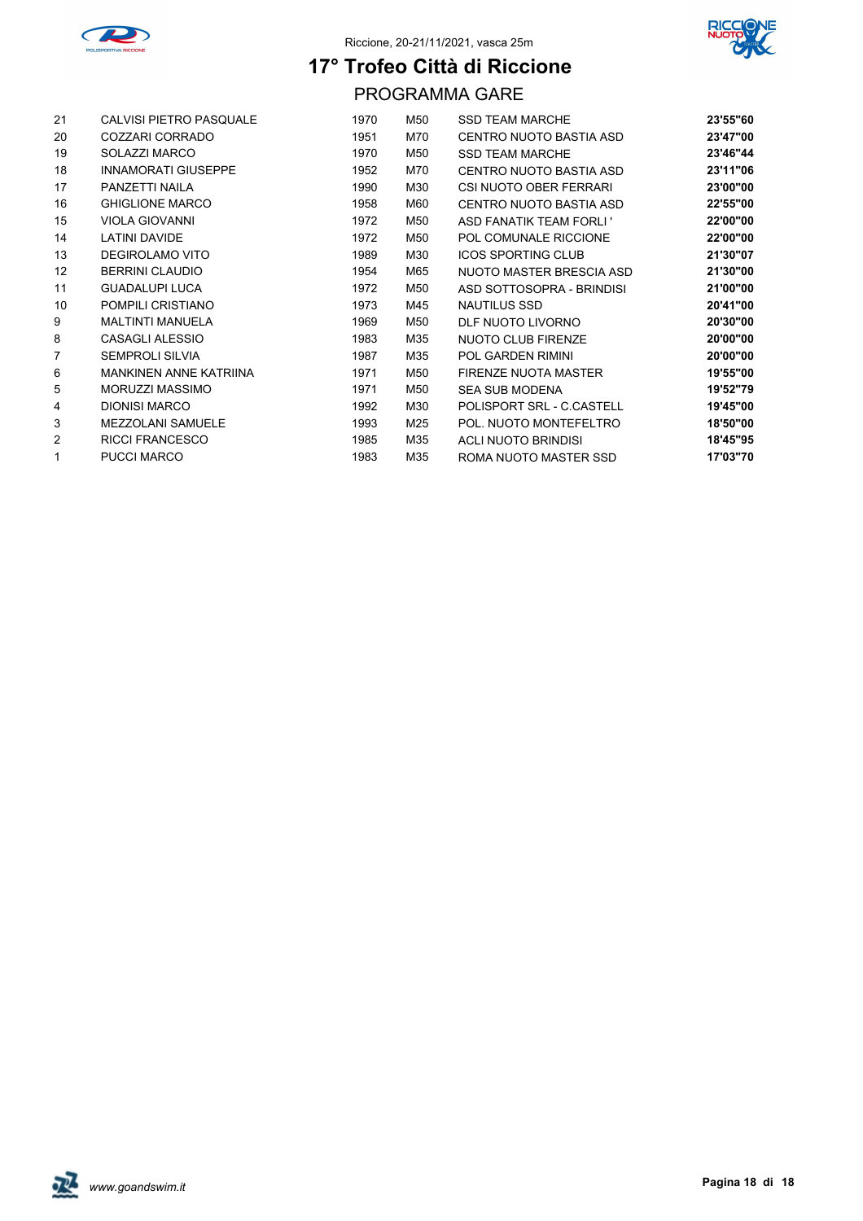Riccione, 20-21/11/2021, vasca 25m

# 17° Trofeo Città di Riccione

## PROGRAMMA GARE

| | | | | | |
|---|---|---|---|---|---|
| 21 | CALVISI PIETRO PASQUALE | 1970 | M50 | SSD TEAM MARCHE | **23'55"60** |
| 20 | COZZARI CORRADO | 1951 | M70 | CENTRO NUOTO BASTIA ASD | **23'47"00** |
| 19 | SOLAZZI MARCO | 1970 | M50 | SSD TEAM MARCHE | **23'46"44** |
| 18 | INNAMORATI GIUSEPPE | 1952 | M70 | CENTRO NUOTO BASTIA ASD | **23'11"06** |
| 17 | PANZETTI NAILA | 1990 | M30 | CSI NUOTO OBER FERRARI | **23'00"00** |
| 16 | GHIGLIONE MARCO | 1958 | M60 | CENTRO NUOTO BASTIA ASD | **22'55"00** |
| 15 | VIOLA GIOVANNI | 1972 | M50 | ASD FANATIK TEAM FORLI ' | **22'00"00** |
| 14 | LATINI DAVIDE | 1972 | M50 | POL COMUNALE RICCIONE | **22'00"00** |
| 13 | DEGIROLAMO VITO | 1989 | M30 | ICOS SPORTING CLUB | **21'30"07** |
| 12 | BERRINI CLAUDIO | 1954 | M65 | NUOTO MASTER BRESCIA ASD | **21'30"00** |
| 11 | GUADALUPI LUCA | 1972 | M50 | ASD SOTTOSOPRA - BRINDISI | **21'00"00** |
| 10 | POMPILI CRISTIANO | 1973 | M45 | NAUTILUS SSD | **20'41"00** |
| 9 | MALTINTI MANUELA | 1969 | M50 | DLF NUOTO LIVORNO | **20'30"00** |
| 8 | CASAGLI ALESSIO | 1983 | M35 | NUOTO CLUB FIRENZE | **20'00"00** |
| 7 | SEMPROLI SILVIA | 1987 | M35 | POL GARDEN RIMINI | **20'00"00** |
| 6 | MANKINEN ANNE KATRIINA | 1971 | M50 | FIRENZE NUOTA MASTER | **19'55"00** |
| 5 | MORUZZI MASSIMO | 1971 | M50 | SEA SUB MODENA | **19'52"79** |
| 4 | DIONISI MARCO | 1992 | M30 | POLISPORT SRL - C.CASTELL | **19'45"00** |
| 3 | MEZZOLANI SAMUELE | 1993 | M25 | POL. NUOTO MONTEFELTRO | **18'50"00** |
| 2 | RICCI FRANCESCO | 1985 | M35 | ACLI NUOTO BRINDISI | **18'45"95** |
| 1 | PUCCI MARCO | 1983 | M35 | ROMA NUOTO MASTER SSD | **17'03"70** |